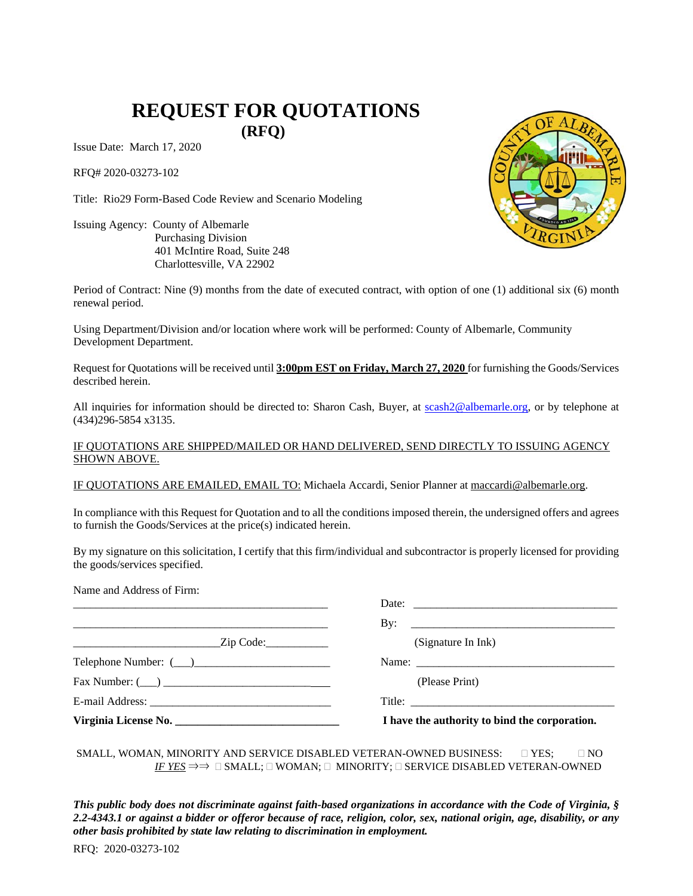# REQUEST FOR QUOTATIONS
## (RFQ)

Issue Date: March 17, 2020

RFQ# 2020-03273-102

Title: Rio29 Form-Based Code Review and Scenario Modeling

Issuing Agency: County of Albemarle
Purchasing Division
401 McIntire Road, Suite 248
Charlottesville, VA 22902

Period of Contract: Nine (9) months from the date of executed contract, with option of one (1) additional six (6) month renewal period.

Using Department/Division and/or location where work will be performed: County of Albemarle, Community Development Department.

Request for Quotations will be received until **3:00pm EST on Friday, March 27, 2020** for furnishing the Goods/Services described herein.

All inquiries for information should be directed to: Sharon Cash, Buyer, at scash2@albemarle.org, or by telephone at (434)296-5854 x3135.

IF QUOTATIONS ARE SHIPPED/MAILED OR HAND DELIVERED, SEND DIRECTLY TO ISSUING AGENCY SHOWN ABOVE.

IF QUOTATIONS ARE EMAILED, EMAIL TO: Michaela Accardi, Senior Planner at maccardi@albemarle.org.

In compliance with this Request for Quotation and to all the conditions imposed therein, the undersigned offers and agrees to furnish the Goods/Services at the price(s) indicated herein.

By my signature on this solicitation, I certify that this firm/individual and subcontractor is properly licensed for providing the goods/services specified.

Name and Address of Firm:

| | |
|---|---|
| _______________________________________ | Date: _______________________________ |
| _______________________________________ | By: _______________________________ |
| _______________________Zip Code:__________ | (Signature In Ink) |
| Telephone Number: (___)______________________ | Name: _______________________________ |
| Fax Number: (___) ___________________________ | (Please Print) |
| E-mail Address: _____________________________ | Title: _______________________________ |
| **Virginia License No. ___________________________** | **I have the authority to bind the corporation.** |

SMALL, WOMAN, MINORITY AND SERVICE DISABLED VETERAN-OWNED BUSINESS: ☐ YES; ☐ NO
*IF YES* ⇒⇒ ☐ SMALL; ☐ WOMAN; ☐ MINORITY; ☐ SERVICE DISABLED VETERAN-OWNED

***This public body does not discriminate against faith-based organizations in accordance with the Code of Virginia, § 2.2-4343.1 or against a bidder or offeror because of race, religion, color, sex, national origin, age, disability, or any other basis prohibited by state law relating to discrimination in employment.***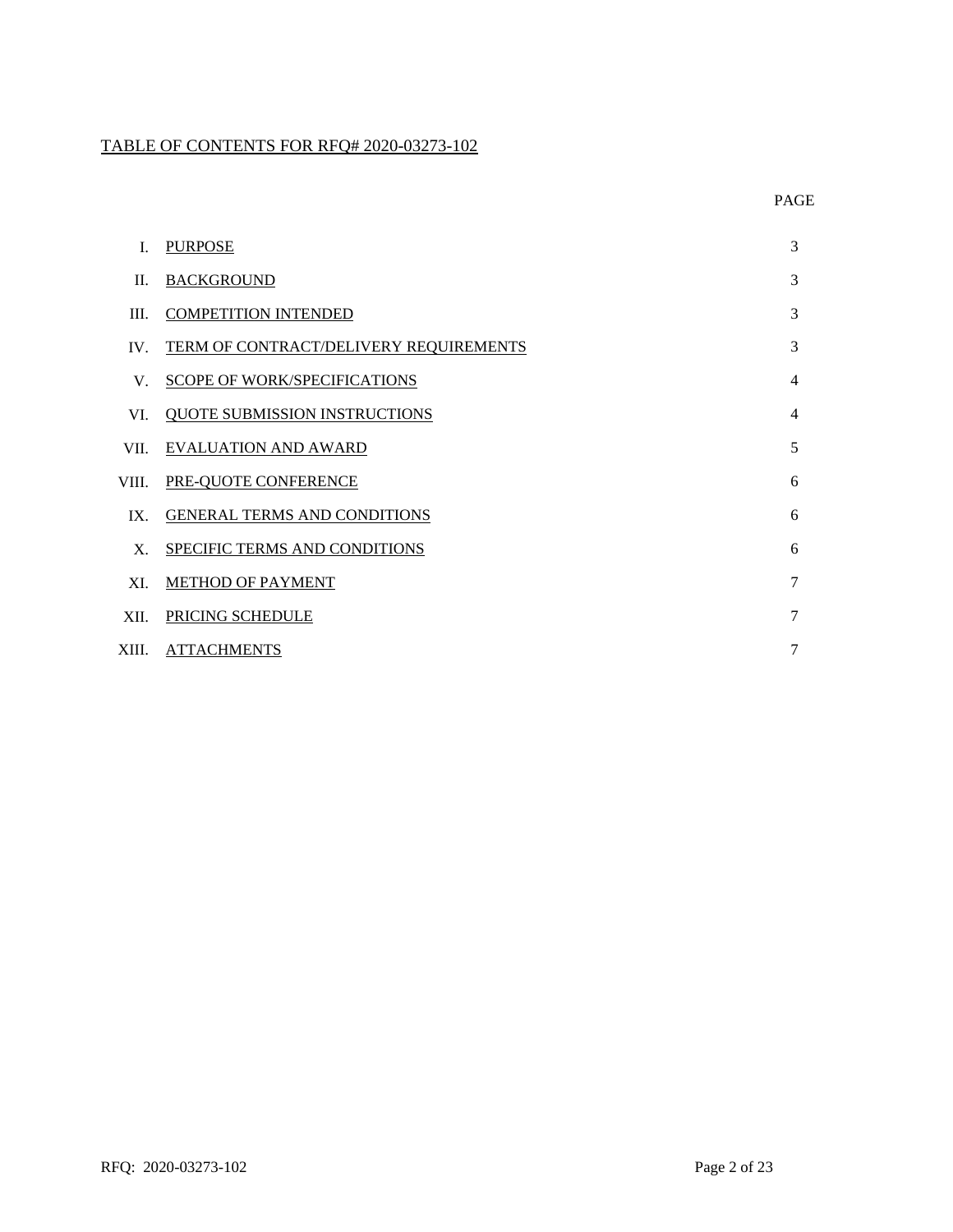# TABLE OF CONTENTS FOR RFQ# 2020-03273-102

| | | PAGE |
|---|---|---|
| I. | PURPOSE | 3 |
| II. | BACKGROUND | 3 |
| III. | COMPETITION INTENDED | 3 |
| IV. | TERM OF CONTRACT/DELIVERY REQUIREMENTS | 3 |
| V. | SCOPE OF WORK/SPECIFICATIONS | 4 |
| VI. | QUOTE SUBMISSION INSTRUCTIONS | 4 |
| VII. | EVALUATION AND AWARD | 5 |
| VIII. | PRE-QUOTE CONFERENCE | 6 |
| IX. | GENERAL TERMS AND CONDITIONS | 6 |
| X. | SPECIFIC TERMS AND CONDITIONS | 6 |
| XI. | METHOD OF PAYMENT | 7 |
| XII. | PRICING SCHEDULE | 7 |
| XIII. | ATTACHMENTS | 7 |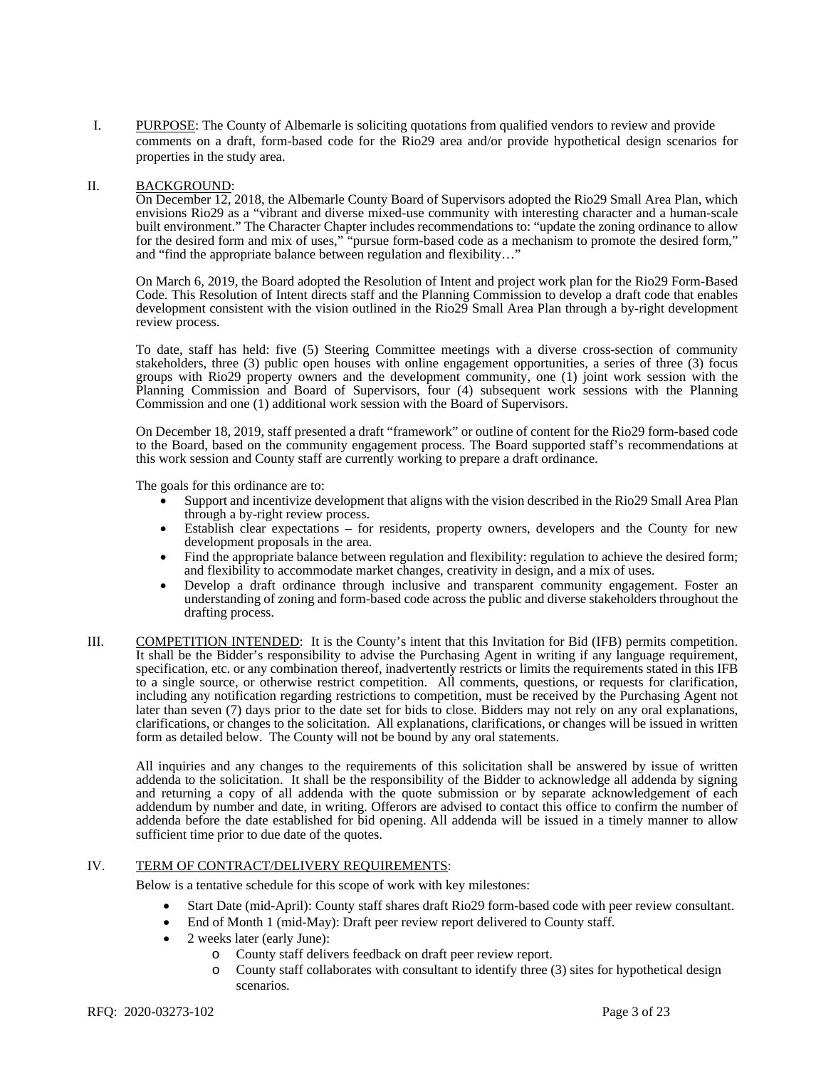I. <u>PURPOSE</u>: The County of Albemarle is soliciting quotations from qualified vendors to review and provide comments on a draft, form-based code for the Rio29 area and/or provide hypothetical design scenarios for properties in the study area.

II. <u>BACKGROUND</u>:

On December 12, 2018, the Albemarle County Board of Supervisors adopted the Rio29 Small Area Plan, which envisions Rio29 as a "vibrant and diverse mixed-use community with interesting character and a human-scale built environment." The Character Chapter includes recommendations to: "update the zoning ordinance to allow for the desired form and mix of uses," "pursue form-based code as a mechanism to promote the desired form," and "find the appropriate balance between regulation and flexibility…"

On March 6, 2019, the Board adopted the Resolution of Intent and project work plan for the Rio29 Form-Based Code. This Resolution of Intent directs staff and the Planning Commission to develop a draft code that enables development consistent with the vision outlined in the Rio29 Small Area Plan through a by-right development review process.

To date, staff has held: five (5) Steering Committee meetings with a diverse cross-section of community stakeholders, three (3) public open houses with online engagement opportunities, a series of three (3) focus groups with Rio29 property owners and the development community, one (1) joint work session with the Planning Commission and Board of Supervisors, four (4) subsequent work sessions with the Planning Commission and one (1) additional work session with the Board of Supervisors.

On December 18, 2019, staff presented a draft "framework" or outline of content for the Rio29 form-based code to the Board, based on the community engagement process. The Board supported staff's recommendations at this work session and County staff are currently working to prepare a draft ordinance.

The goals for this ordinance are to:

- Support and incentivize development that aligns with the vision described in the Rio29 Small Area Plan through a by-right review process.
- Establish clear expectations – for residents, property owners, developers and the County for new development proposals in the area.
- Find the appropriate balance between regulation and flexibility: regulation to achieve the desired form; and flexibility to accommodate market changes, creativity in design, and a mix of uses.
- Develop a draft ordinance through inclusive and transparent community engagement. Foster an understanding of zoning and form-based code across the public and diverse stakeholders throughout the drafting process.

III. <u>COMPETITION INTENDED</u>: It is the County's intent that this Invitation for Bid (IFB) permits competition. It shall be the Bidder's responsibility to advise the Purchasing Agent in writing if any language requirement, specification, etc. or any combination thereof, inadvertently restricts or limits the requirements stated in this IFB to a single source, or otherwise restrict competition. All comments, questions, or requests for clarification, including any notification regarding restrictions to competition, must be received by the Purchasing Agent not later than seven (7) days prior to the date set for bids to close. Bidders may not rely on any oral explanations, clarifications, or changes to the solicitation. All explanations, clarifications, or changes will be issued in written form as detailed below. The County will not be bound by any oral statements.

All inquiries and any changes to the requirements of this solicitation shall be answered by issue of written addenda to the solicitation. It shall be the responsibility of the Bidder to acknowledge all addenda by signing and returning a copy of all addenda with the quote submission or by separate acknowledgement of each addendum by number and date, in writing. Offerors are advised to contact this office to confirm the number of addenda before the date established for bid opening. All addenda will be issued in a timely manner to allow sufficient time prior to due date of the quotes.

IV. <u>TERM OF CONTRACT/DELIVERY REQUIREMENTS</u>:

Below is a tentative schedule for this scope of work with key milestones:

- Start Date (mid-April): County staff shares draft Rio29 form-based code with peer review consultant.
- End of Month 1 (mid-May): Draft peer review report delivered to County staff.
- 2 weeks later (early June):
  - County staff delivers feedback on draft peer review report.
  - County staff collaborates with consultant to identify three (3) sites for hypothetical design scenarios.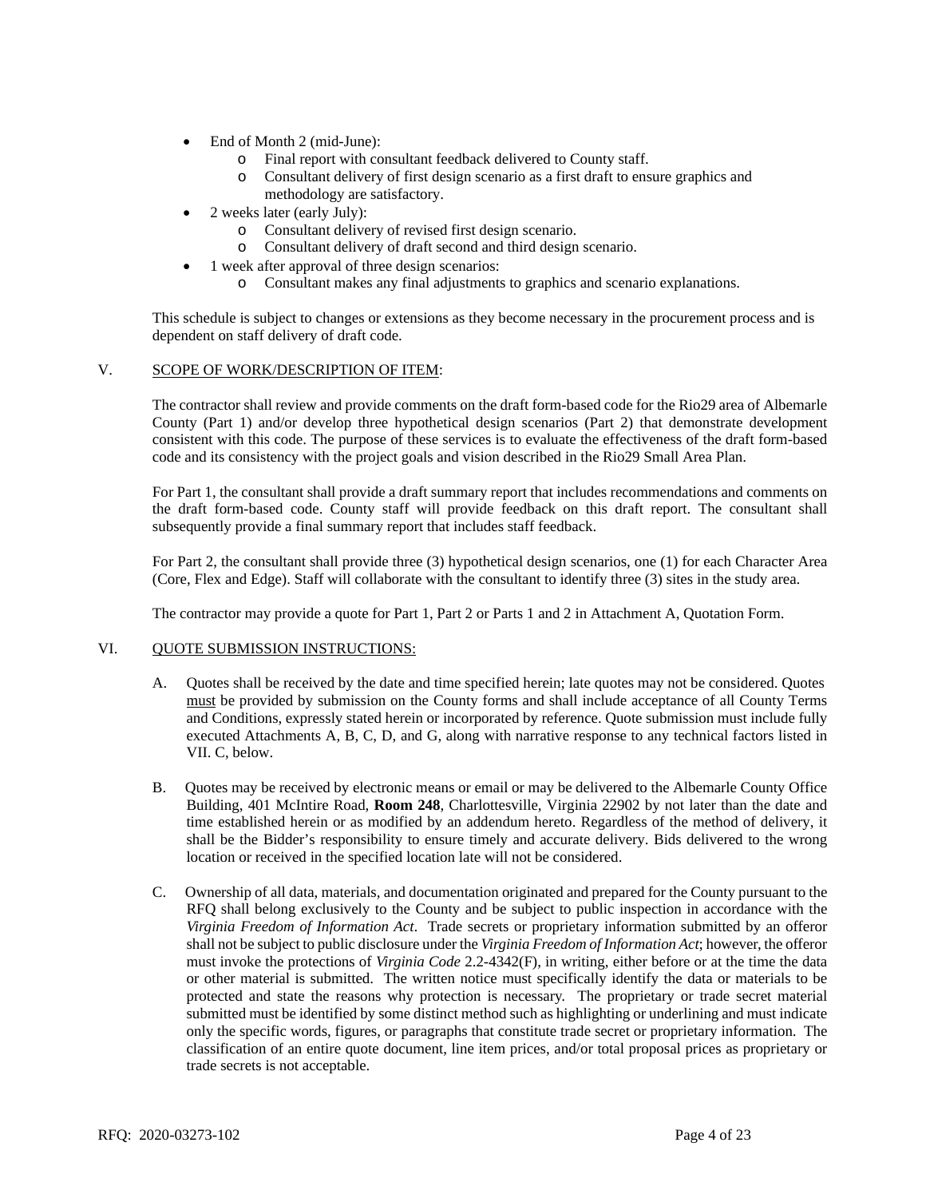- End of Month 2 (mid-June):
  - Final report with consultant feedback delivered to County staff.
  - Consultant delivery of first design scenario as a first draft to ensure graphics and methodology are satisfactory.
- 2 weeks later (early July):
  - Consultant delivery of revised first design scenario.
  - Consultant delivery of draft second and third design scenario.
- 1 week after approval of three design scenarios:
  - Consultant makes any final adjustments to graphics and scenario explanations.

This schedule is subject to changes or extensions as they become necessary in the procurement process and is dependent on staff delivery of draft code.

## V. SCOPE OF WORK/DESCRIPTION OF ITEM:

The contractor shall review and provide comments on the draft form-based code for the Rio29 area of Albemarle County (Part 1) and/or develop three hypothetical design scenarios (Part 2) that demonstrate development consistent with this code. The purpose of these services is to evaluate the effectiveness of the draft form-based code and its consistency with the project goals and vision described in the Rio29 Small Area Plan.

For Part 1, the consultant shall provide a draft summary report that includes recommendations and comments on the draft form-based code. County staff will provide feedback on this draft report. The consultant shall subsequently provide a final summary report that includes staff feedback.

For Part 2, the consultant shall provide three (3) hypothetical design scenarios, one (1) for each Character Area (Core, Flex and Edge). Staff will collaborate with the consultant to identify three (3) sites in the study area.

The contractor may provide a quote for Part 1, Part 2 or Parts 1 and 2 in Attachment A, Quotation Form.

## VI. QUOTE SUBMISSION INSTRUCTIONS:

A. Quotes shall be received by the date and time specified herein; late quotes may not be considered. Quotes must be provided by submission on the County forms and shall include acceptance of all County Terms and Conditions, expressly stated herein or incorporated by reference. Quote submission must include fully executed Attachments A, B, C, D, and G, along with narrative response to any technical factors listed in VII. C, below.

B. Quotes may be received by electronic means or email or may be delivered to the Albemarle County Office Building, 401 McIntire Road, **Room 248**, Charlottesville, Virginia 22902 by not later than the date and time established herein or as modified by an addendum hereto. Regardless of the method of delivery, it shall be the Bidder's responsibility to ensure timely and accurate delivery. Bids delivered to the wrong location or received in the specified location late will not be considered.

C. Ownership of all data, materials, and documentation originated and prepared for the County pursuant to the RFQ shall belong exclusively to the County and be subject to public inspection in accordance with the *Virginia Freedom of Information Act*. Trade secrets or proprietary information submitted by an offeror shall not be subject to public disclosure under the *Virginia Freedom of Information Act*; however, the offeror must invoke the protections of *Virginia Code* 2.2-4342(F), in writing, either before or at the time the data or other material is submitted. The written notice must specifically identify the data or materials to be protected and state the reasons why protection is necessary. The proprietary or trade secret material submitted must be identified by some distinct method such as highlighting or underlining and must indicate only the specific words, figures, or paragraphs that constitute trade secret or proprietary information. The classification of an entire quote document, line item prices, and/or total proposal prices as proprietary or trade secrets is not acceptable.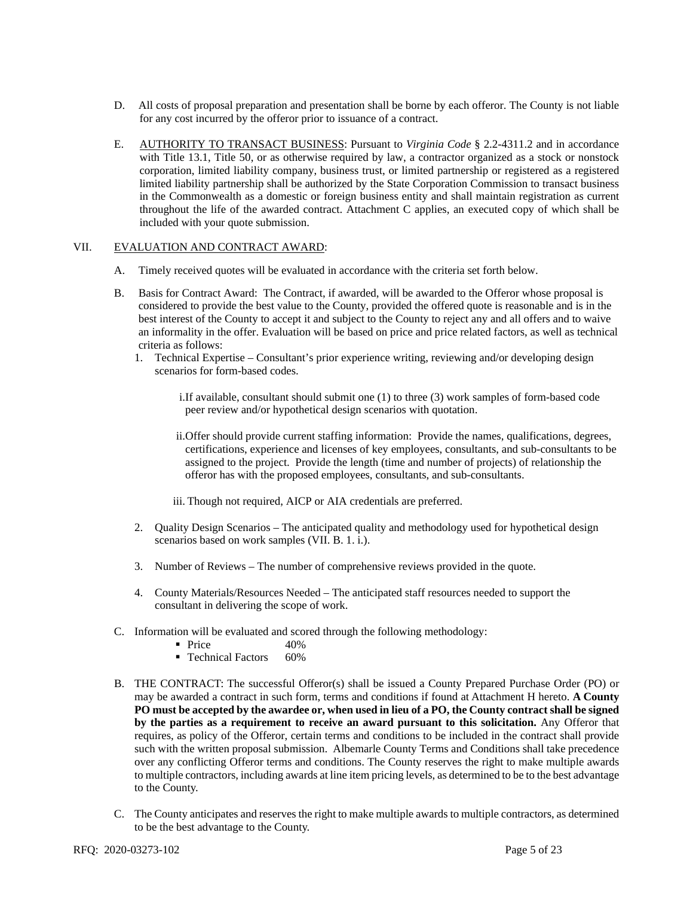D. All costs of proposal preparation and presentation shall be borne by each offeror. The County is not liable for any cost incurred by the offeror prior to issuance of a contract.

E. <u>AUTHORITY TO TRANSACT BUSINESS</u>: Pursuant to *Virginia Code* § 2.2-4311.2 and in accordance with Title 13.1, Title 50, or as otherwise required by law, a contractor organized as a stock or nonstock corporation, limited liability company, business trust, or limited partnership or registered as a registered limited liability partnership shall be authorized by the State Corporation Commission to transact business in the Commonwealth as a domestic or foreign business entity and shall maintain registration as current throughout the life of the awarded contract. Attachment C applies, an executed copy of which shall be included with your quote submission.

## VII. <u>EVALUATION AND CONTRACT AWARD</u>:

A. Timely received quotes will be evaluated in accordance with the criteria set forth below.

B. Basis for Contract Award: The Contract, if awarded, will be awarded to the Offeror whose proposal is considered to provide the best value to the County, provided the offered quote is reasonable and is in the best interest of the County to accept it and subject to the County to reject any and all offers and to waive an informality in the offer. Evaluation will be based on price and price related factors, as well as technical criteria as follows:

1. Technical Expertise – Consultant's prior experience writing, reviewing and/or developing design scenarios for form-based codes.

   i. If available, consultant should submit one (1) to three (3) work samples of form-based code peer review and/or hypothetical design scenarios with quotation.

   ii. Offer should provide current staffing information: Provide the names, qualifications, degrees, certifications, experience and licenses of key employees, consultants, and sub-consultants to be assigned to the project. Provide the length (time and number of projects) of relationship the offeror has with the proposed employees, consultants, and sub-consultants.

   iii. Though not required, AICP or AIA credentials are preferred.

2. Quality Design Scenarios – The anticipated quality and methodology used for hypothetical design scenarios based on work samples (VII. B. 1. i.).

3. Number of Reviews – The number of comprehensive reviews provided in the quote.

4. County Materials/Resources Needed – The anticipated staff resources needed to support the consultant in delivering the scope of work.

C. Information will be evaluated and scored through the following methodology:

- Price 40%
- Technical Factors 60%

B. THE CONTRACT: The successful Offeror(s) shall be issued a County Prepared Purchase Order (PO) or may be awarded a contract in such form, terms and conditions if found at Attachment H hereto. **A County PO must be accepted by the awardee or, when used in lieu of a PO, the County contract shall be signed by the parties as a requirement to receive an award pursuant to this solicitation.** Any Offeror that requires, as policy of the Offeror, certain terms and conditions to be included in the contract shall provide such with the written proposal submission. Albemarle County Terms and Conditions shall take precedence over any conflicting Offeror terms and conditions. The County reserves the right to make multiple awards to multiple contractors, including awards at line item pricing levels, as determined to be to the best advantage to the County.

C. The County anticipates and reserves the right to make multiple awards to multiple contractors, as determined to be the best advantage to the County.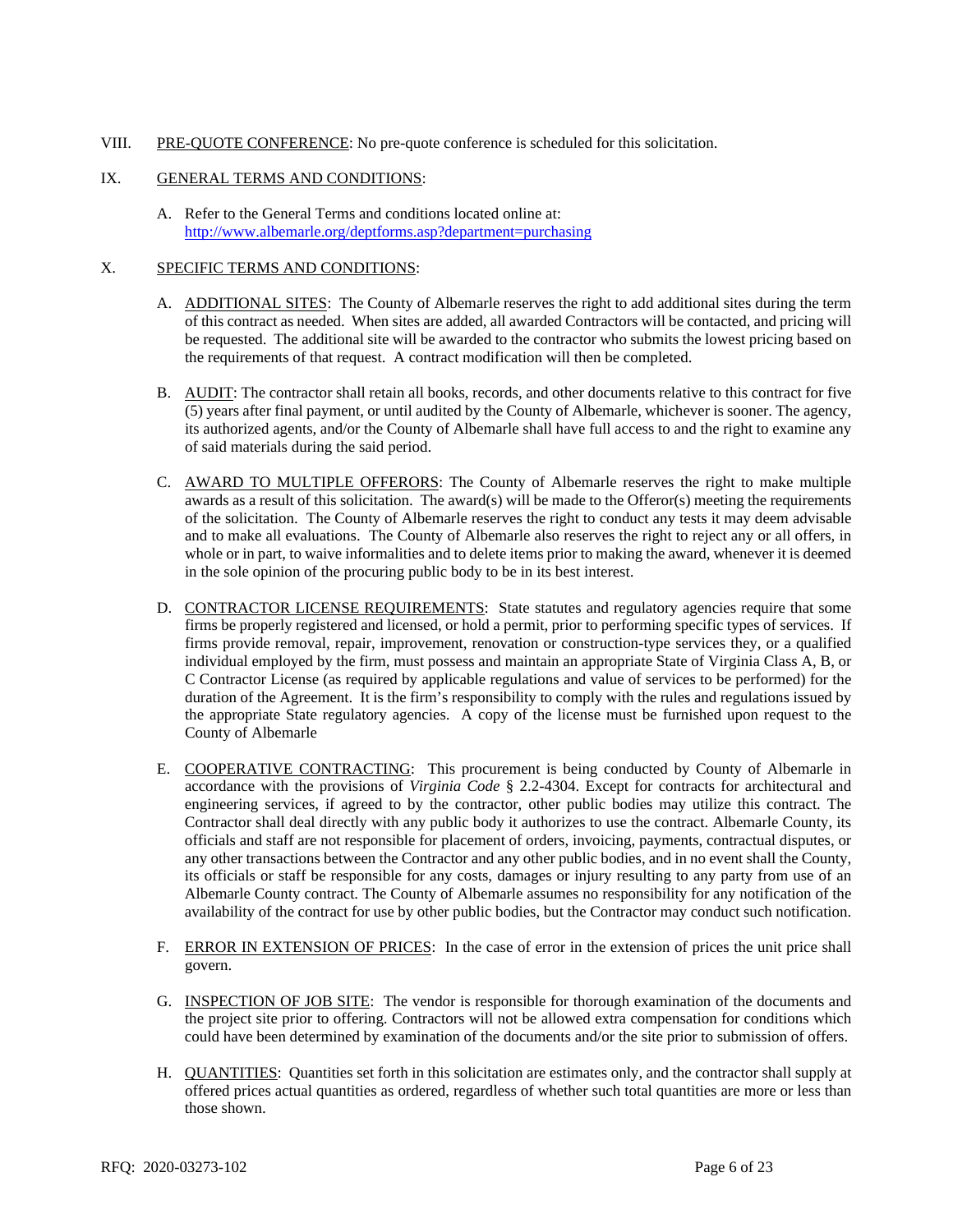VIII. PRE-QUOTE CONFERENCE: No pre-quote conference is scheduled for this solicitation.

IX. GENERAL TERMS AND CONDITIONS:

A. Refer to the General Terms and conditions located online at: http://www.albemarle.org/deptforms.asp?department=purchasing

X. SPECIFIC TERMS AND CONDITIONS:

A. ADDITIONAL SITES: The County of Albemarle reserves the right to add additional sites during the term of this contract as needed. When sites are added, all awarded Contractors will be contacted, and pricing will be requested. The additional site will be awarded to the contractor who submits the lowest pricing based on the requirements of that request. A contract modification will then be completed.

B. AUDIT: The contractor shall retain all books, records, and other documents relative to this contract for five (5) years after final payment, or until audited by the County of Albemarle, whichever is sooner. The agency, its authorized agents, and/or the County of Albemarle shall have full access to and the right to examine any of said materials during the said period.

C. AWARD TO MULTIPLE OFFERORS: The County of Albemarle reserves the right to make multiple awards as a result of this solicitation. The award(s) will be made to the Offeror(s) meeting the requirements of the solicitation. The County of Albemarle reserves the right to conduct any tests it may deem advisable and to make all evaluations. The County of Albemarle also reserves the right to reject any or all offers, in whole or in part, to waive informalities and to delete items prior to making the award, whenever it is deemed in the sole opinion of the procuring public body to be in its best interest.

D. CONTRACTOR LICENSE REQUIREMENTS: State statutes and regulatory agencies require that some firms be properly registered and licensed, or hold a permit, prior to performing specific types of services. If firms provide removal, repair, improvement, renovation or construction-type services they, or a qualified individual employed by the firm, must possess and maintain an appropriate State of Virginia Class A, B, or C Contractor License (as required by applicable regulations and value of services to be performed) for the duration of the Agreement. It is the firm's responsibility to comply with the rules and regulations issued by the appropriate State regulatory agencies. A copy of the license must be furnished upon request to the County of Albemarle

E. COOPERATIVE CONTRACTING: This procurement is being conducted by County of Albemarle in accordance with the provisions of *Virginia Code* § 2.2-4304. Except for contracts for architectural and engineering services, if agreed to by the contractor, other public bodies may utilize this contract. The Contractor shall deal directly with any public body it authorizes to use the contract. Albemarle County, its officials and staff are not responsible for placement of orders, invoicing, payments, contractual disputes, or any other transactions between the Contractor and any other public bodies, and in no event shall the County, its officials or staff be responsible for any costs, damages or injury resulting to any party from use of an Albemarle County contract. The County of Albemarle assumes no responsibility for any notification of the availability of the contract for use by other public bodies, but the Contractor may conduct such notification.

F. ERROR IN EXTENSION OF PRICES: In the case of error in the extension of prices the unit price shall govern.

G. INSPECTION OF JOB SITE: The vendor is responsible for thorough examination of the documents and the project site prior to offering. Contractors will not be allowed extra compensation for conditions which could have been determined by examination of the documents and/or the site prior to submission of offers.

H. QUANTITIES: Quantities set forth in this solicitation are estimates only, and the contractor shall supply at offered prices actual quantities as ordered, regardless of whether such total quantities are more or less than those shown.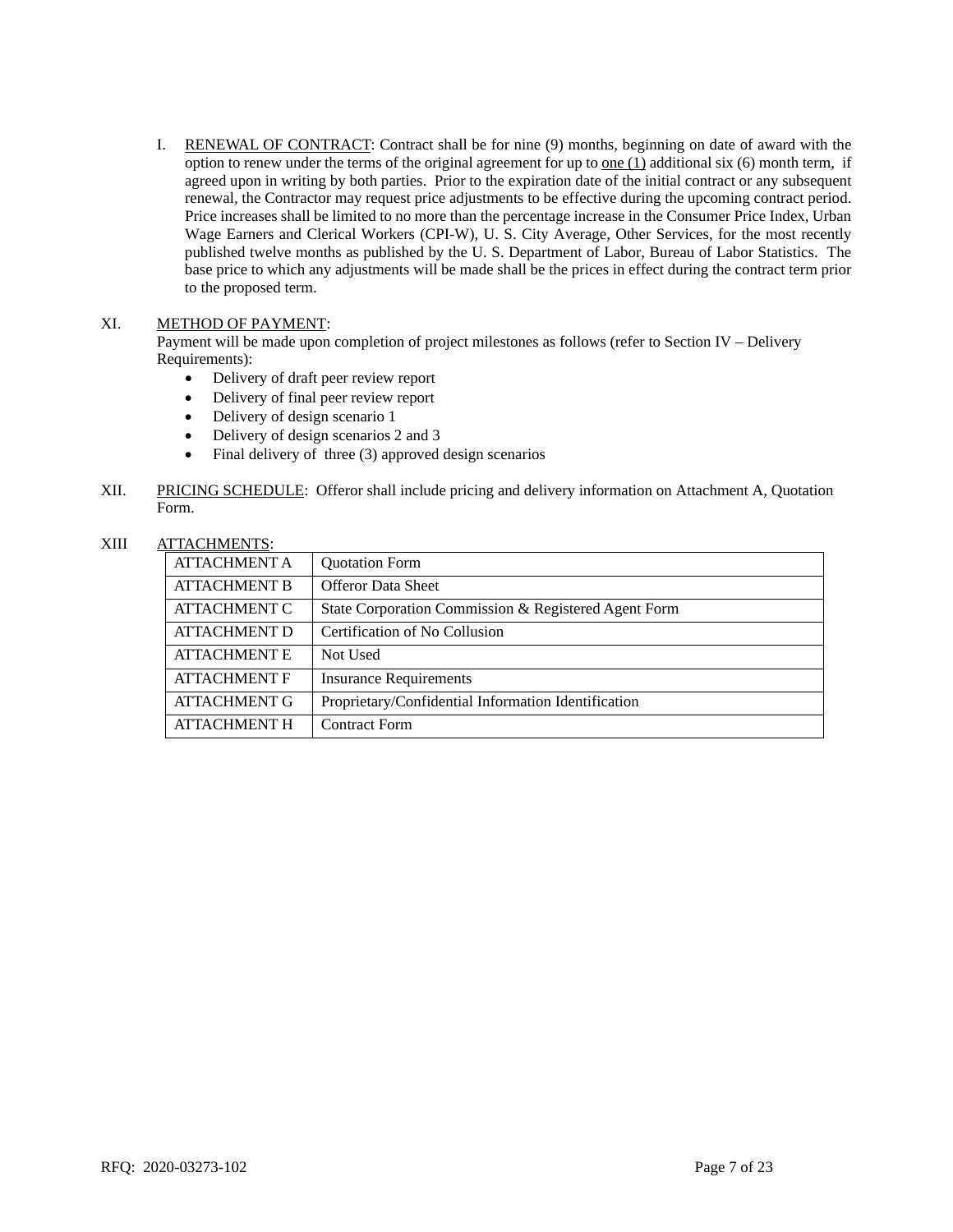I. RENEWAL OF CONTRACT: Contract shall be for nine (9) months, beginning on date of award with the option to renew under the terms of the original agreement for up to one (1) additional six (6) month term, if agreed upon in writing by both parties. Prior to the expiration date of the initial contract or any subsequent renewal, the Contractor may request price adjustments to be effective during the upcoming contract period. Price increases shall be limited to no more than the percentage increase in the Consumer Price Index, Urban Wage Earners and Clerical Workers (CPI-W), U. S. City Average, Other Services, for the most recently published twelve months as published by the U. S. Department of Labor, Bureau of Labor Statistics. The base price to which any adjustments will be made shall be the prices in effect during the contract term prior to the proposed term.

XI. METHOD OF PAYMENT:

Payment will be made upon completion of project milestones as follows (refer to Section IV – Delivery Requirements):

- Delivery of draft peer review report
- Delivery of final peer review report
- Delivery of design scenario 1
- Delivery of design scenarios 2 and 3
- Final delivery of three (3) approved design scenarios

XII. PRICING SCHEDULE: Offeror shall include pricing and delivery information on Attachment A, Quotation Form.

XIII ATTACHMENTS:

| ATTACHMENT A | Quotation Form |
|---|---|
| ATTACHMENT B | Offeror Data Sheet |
| ATTACHMENT C | State Corporation Commission & Registered Agent Form |
| ATTACHMENT D | Certification of No Collusion |
| ATTACHMENT E | Not Used |
| ATTACHMENT F | Insurance Requirements |
| ATTACHMENT G | Proprietary/Confidential Information Identification |
| ATTACHMENT H | Contract Form |

RFQ: 2020-03273-102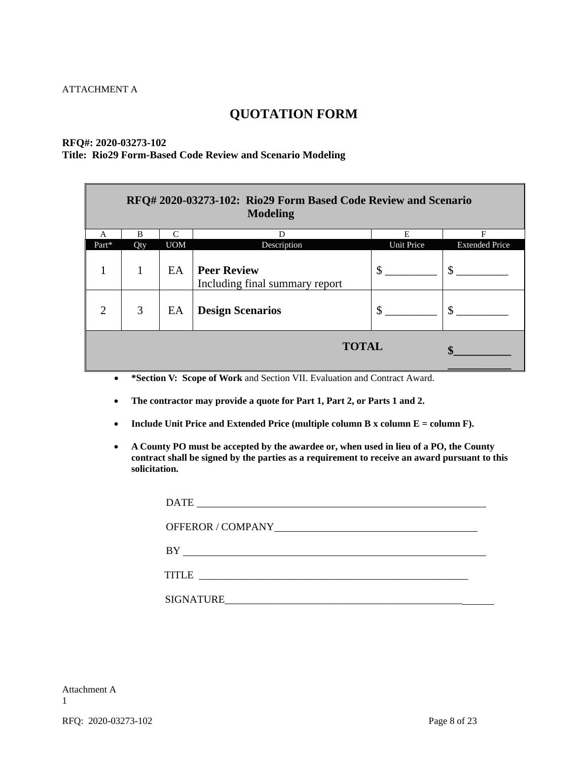ATTACHMENT A

# QUOTATION FORM

**RFQ#: 2020-03273-102**
**Title: Rio29 Form-Based Code Review and Scenario Modeling**

| **RFQ# 2020-03273-102: Rio29 Form Based Code Review and Scenario Modeling** | | | | | |
|---|---|---|---|---|---|
| A | B | C | D | E | F |
| Part* | Qty | UOM | Description | Unit Price | Extended Price |
| 1 | 1 | EA | **Peer Review** Including final summary report | $ _________ | $ _________ |
| 2 | 3 | EA | **Design Scenarios** | $ _________ | $ _________ |
| | | | **TOTAL** | | **$__________** |

- **\*Section V: Scope of Work** and Section VII. Evaluation and Contract Award.
- **The contractor may provide a quote for Part 1, Part 2, or Parts 1 and 2.**
- **Include Unit Price and Extended Price (multiple column B x column E = column F).**
- **A County PO must be accepted by the awardee or, when used in lieu of a PO, the County contract shall be signed by the parties as a requirement to receive an award pursuant to this solicitation.**

DATE ____________________________________________

OFFEROR / COMPANY ____________________________________________

BY ____________________________________________

TITLE ____________________________________________

SIGNATURE ____________________________________________

Attachment A
1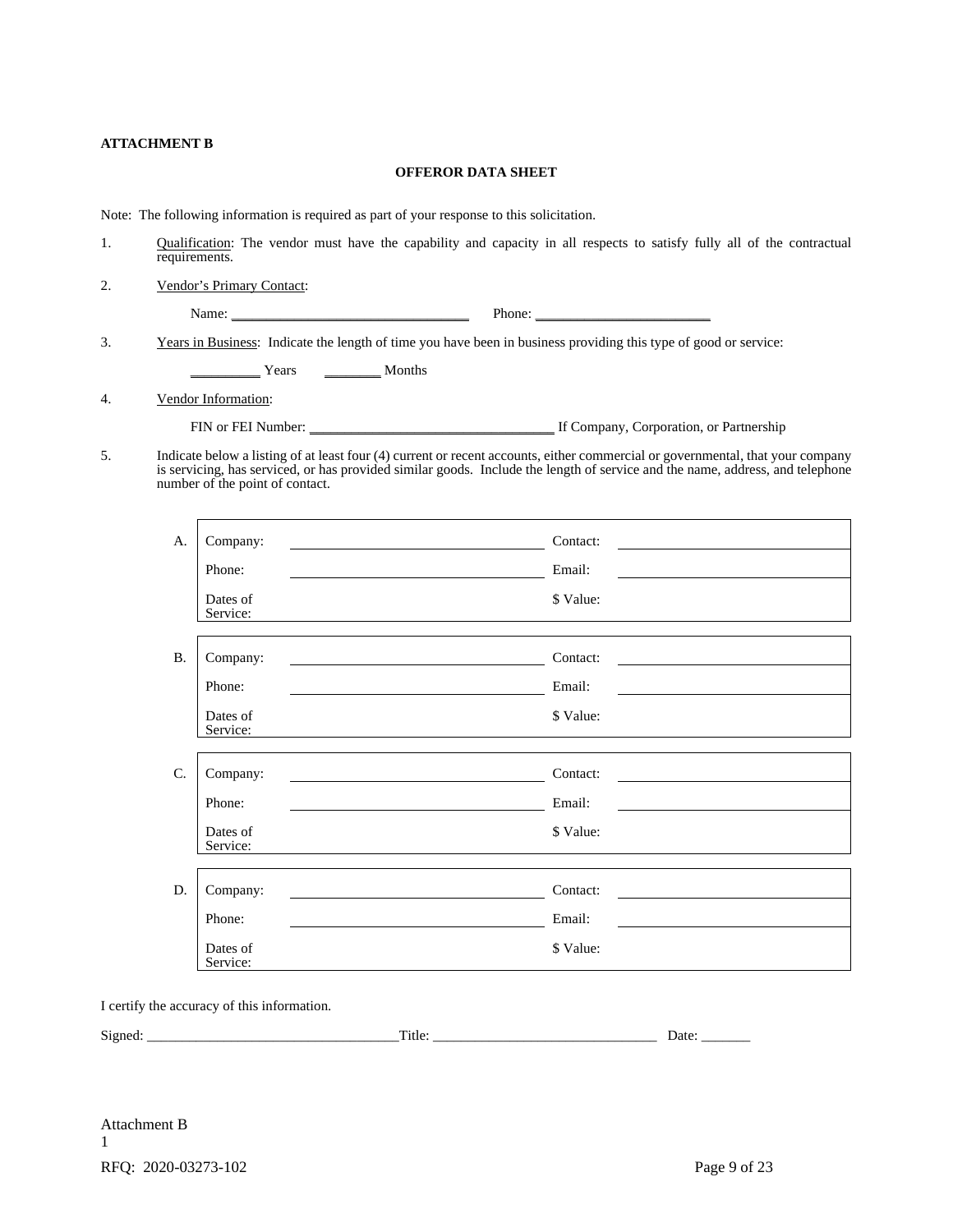**ATTACHMENT B**

**OFFEROR DATA SHEET**

Note: The following information is required as part of your response to this solicitation.

1. Qualification: The vendor must have the capability and capacity in all respects to satisfy fully all of the contractual requirements.

2. Vendor's Primary Contact:

   Name: ________________________________ Phone: ________________________

3. Years in Business: Indicate the length of time you have been in business providing this type of good or service:

   __________ Years ________ Months

4. Vendor Information:

   FIN or FEI Number: _________________________________ If Company, Corporation, or Partnership

5. Indicate below a listing of at least four (4) current or recent accounts, either commercial or governmental, that your company is servicing, has serviced, or has provided similar goods. Include the length of service and the name, address, and telephone number of the point of contact.

| | | | | |
|---|---|---|---|---|
| A. | Company: | | Contact: | |
| | Phone: | | Email: | |
| | Dates of Service: | | $ Value: | |

| | | | | |
|---|---|---|---|---|
| B. | Company: | | Contact: | |
| | Phone: | | Email: | |
| | Dates of Service: | | $ Value: | |

| | | | | |
|---|---|---|---|---|
| C. | Company: | | Contact: | |
| | Phone: | | Email: | |
| | Dates of Service: | | $ Value: | |

| | | | | |
|---|---|---|---|---|
| D. | Company: | | Contact: | |
| | Phone: | | Email: | |
| | Dates of Service: | | $ Value: | |

I certify the accuracy of this information.

Signed: ___________________________________Title: _______________________________ Date: _______

Attachment B
1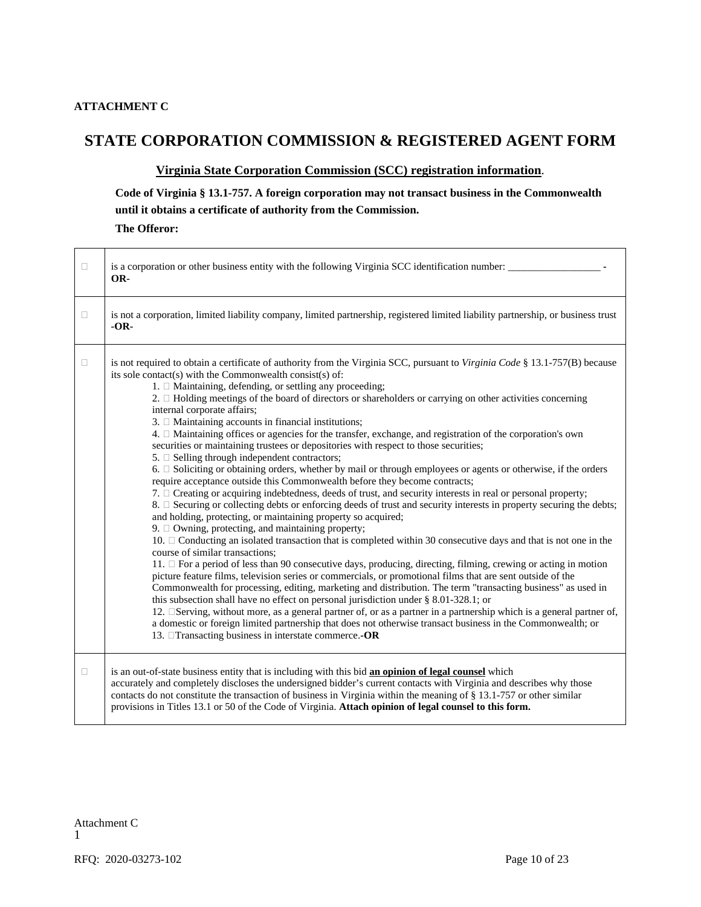**ATTACHMENT C**

# STATE CORPORATION COMMISSION & REGISTERED AGENT FORM

**Virginia State Corporation Commission (SCC) registration information**.

**Code of Virginia § 13.1-757. A foreign corporation may not transact business in the Commonwealth until it obtains a certificate of authority from the Commission.**

**The Offeror:**

| | |
|---|---|
| ☐ | is a corporation or other business entity with the following Virginia SCC identification number: __________________ **-OR-** |
| ☐ | is not a corporation, limited liability company, limited partnership, registered limited liability partnership, or business trust **-OR-** |
| ☐ | is not required to obtain a certificate of authority from the Virginia SCC, pursuant to *Virginia Code* § 13.1-757(B) because its sole contact(s) with the Commonwealth consist(s) of:<br>1. ☐ Maintaining, defending, or settling any proceeding;<br>2. ☐ Holding meetings of the board of directors or shareholders or carrying on other activities concerning internal corporate affairs;<br>3. ☐ Maintaining accounts in financial institutions;<br>4. ☐ Maintaining offices or agencies for the transfer, exchange, and registration of the corporation's own securities or maintaining trustees or depositories with respect to those securities;<br>5. ☐ Selling through independent contractors;<br>6. ☐ Soliciting or obtaining orders, whether by mail or through employees or agents or otherwise, if the orders require acceptance outside this Commonwealth before they become contracts;<br>7. ☐ Creating or acquiring indebtedness, deeds of trust, and security interests in real or personal property;<br>8. ☐ Securing or collecting debts or enforcing deeds of trust and security interests in property securing the debts; and holding, protecting, or maintaining property so acquired;<br>9. ☐ Owning, protecting, and maintaining property;<br>10. ☐ Conducting an isolated transaction that is completed within 30 consecutive days and that is not one in the course of similar transactions;<br>11. ☐ For a period of less than 90 consecutive days, producing, directing, filming, crewing or acting in motion picture feature films, television series or commercials, or promotional films that are sent outside of the Commonwealth for processing, editing, marketing and distribution. The term "transacting business" as used in this subsection shall have no effect on personal jurisdiction under § 8.01-328.1; or<br>12. ☐Serving, without more, as a general partner of, or as a partner in a partnership which is a general partner of, a domestic or foreign limited partnership that does not otherwise transact business in the Commonwealth; or<br>13. ☐Transacting business in interstate commerce.**-OR** |
| ☐ | is an out-of-state business entity that is including with this bid **an opinion of legal counsel** which accurately and completely discloses the undersigned bidder's current contacts with Virginia and describes why those contacts do not constitute the transaction of business in Virginia within the meaning of § 13.1-757 or other similar provisions in Titles 13.1 or 50 of the Code of Virginia. **Attach opinion of legal counsel to this form.** |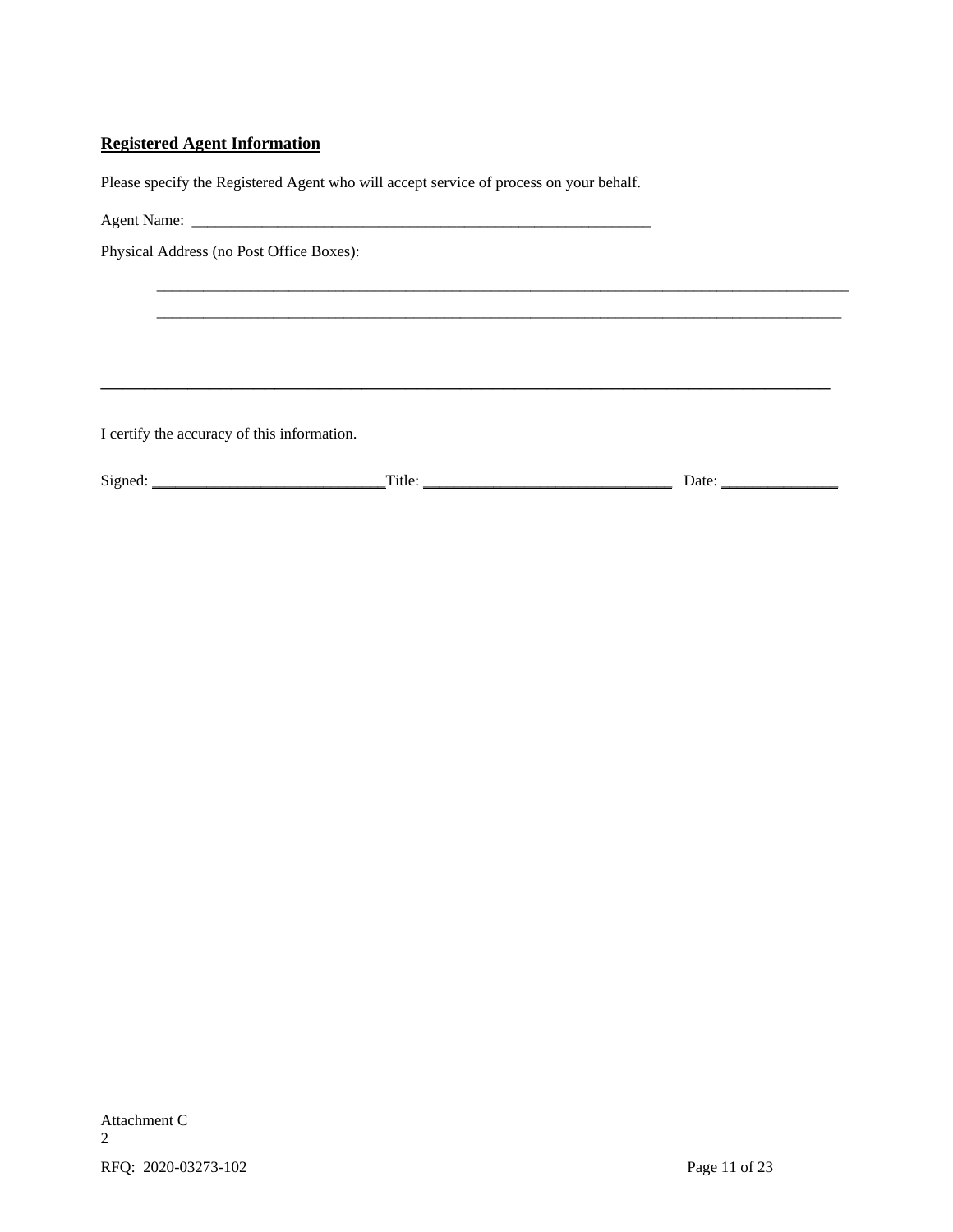**Registered Agent Information**

Please specify the Registered Agent who will accept service of process on your behalf.

Agent Name: ____________________________________________________________

Physical Address (no Post Office Boxes):

______________________________________________________________________________________

______________________________________________________________________________________

______________________________________________________________________________________

I certify the accuracy of this information.

Signed: ______________________________ Title: ________________________________ Date: _______________

Attachment C
2

RFQ: 2020-03273-102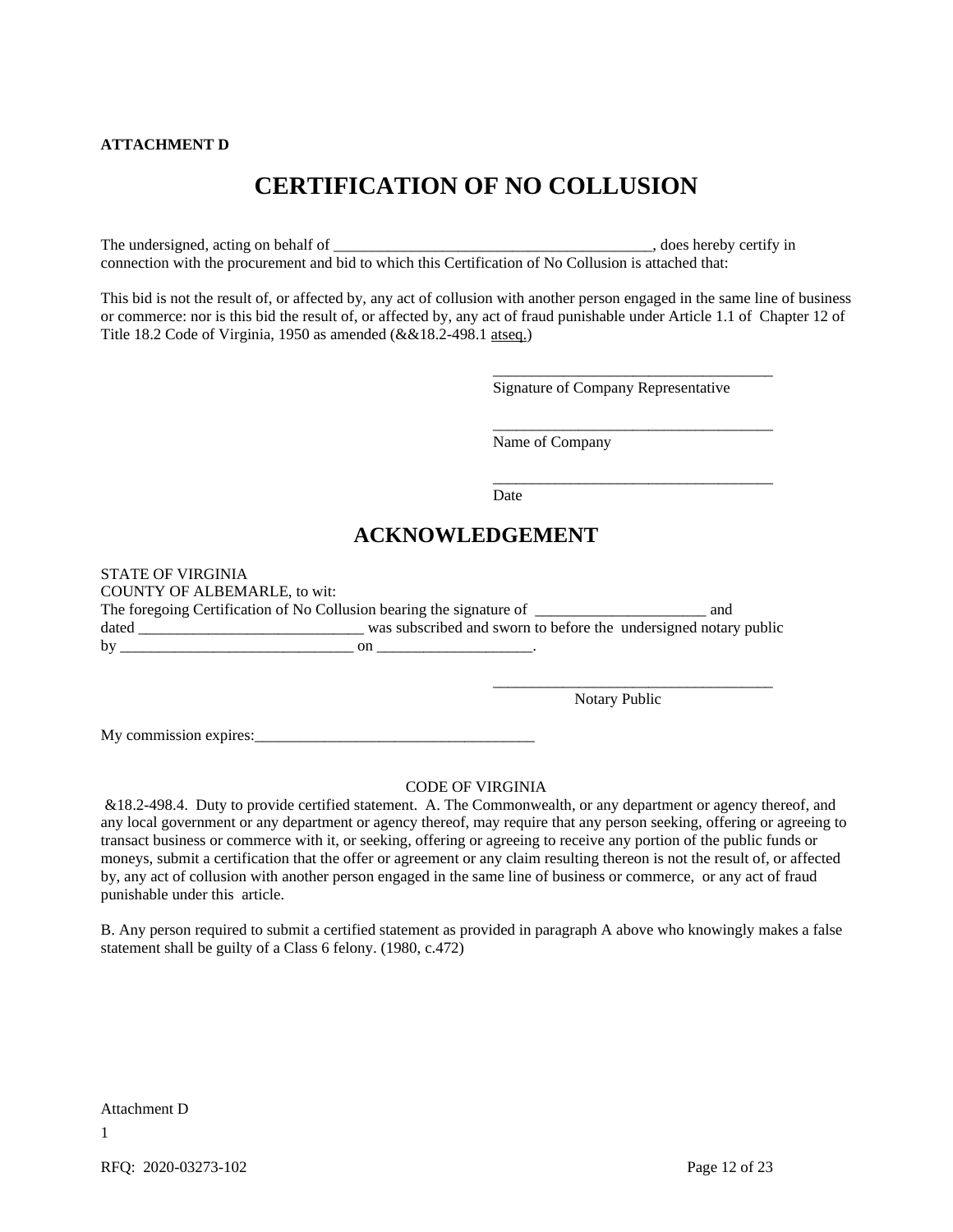**ATTACHMENT D**

# CERTIFICATION OF NO COLLUSION

The undersigned, acting on behalf of ________________________________________, does hereby certify in connection with the procurement and bid to which this Certification of No Collusion is attached that:

This bid is not the result of, or affected by, any act of collusion with another person engaged in the same line of business or commerce: nor is this bid the result of, or affected by, any act of fraud punishable under Article 1.1 of Chapter 12 of Title 18.2 Code of Virginia, 1950 as amended (&&18.2-498.1 atseq.)

____________________________________
Signature of Company Representative

____________________________________
Name of Company

____________________________________
Date

## ACKNOWLEDGEMENT

STATE OF VIRGINIA
COUNTY OF ALBEMARLE, to wit:
The foregoing Certification of No Collusion bearing the signature of ______________________ and dated _____________________________ was subscribed and sworn to before the undersigned notary public by ______________________________ on ___________________.

____________________________________
Notary Public

My commission expires:____________________________________

CODE OF VIRGINIA

&18.2-498.4. Duty to provide certified statement. A. The Commonwealth, or any department or agency thereof, and any local government or any department or agency thereof, may require that any person seeking, offering or agreeing to transact business or commerce with it, or seeking, offering or agreeing to receive any portion of the public funds or moneys, submit a certification that the offer or agreement or any claim resulting thereon is not the result of, or affected by, any act of collusion with another person engaged in the same line of business or commerce, or any act of fraud punishable under this article.

B. Any person required to submit a certified statement as provided in paragraph A above who knowingly makes a false statement shall be guilty of a Class 6 felony. (1980, c.472)

Attachment D
1

RFQ: 2020-03273-102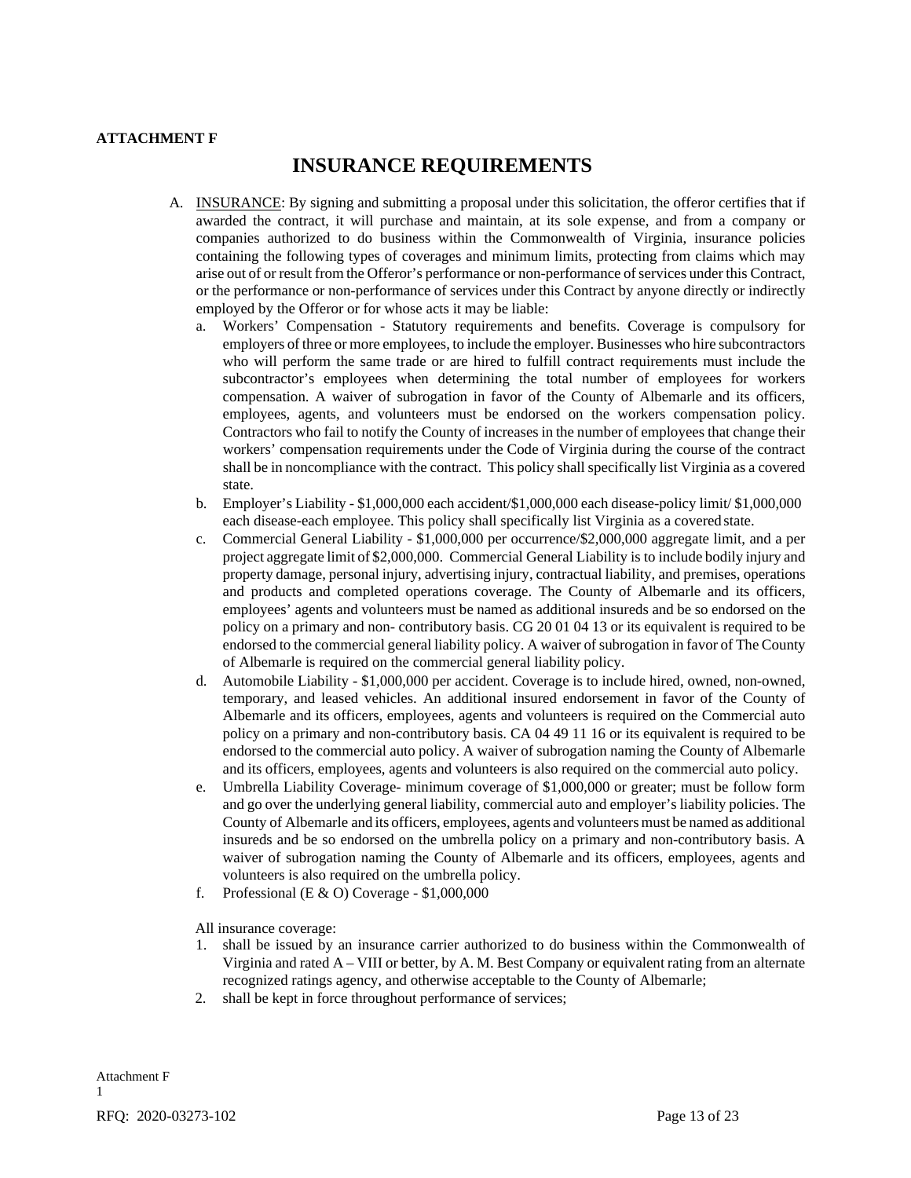**ATTACHMENT F**

# INSURANCE REQUIREMENTS

A. <u>INSURANCE</u>: By signing and submitting a proposal under this solicitation, the offeror certifies that if awarded the contract, it will purchase and maintain, at its sole expense, and from a company or companies authorized to do business within the Commonwealth of Virginia, insurance policies containing the following types of coverages and minimum limits, protecting from claims which may arise out of or result from the Offeror's performance or non-performance of services under this Contract, or the performance or non-performance of services under this Contract by anyone directly or indirectly employed by the Offeror or for whose acts it may be liable:

   a. Workers' Compensation - Statutory requirements and benefits. Coverage is compulsory for employers of three or more employees, to include the employer. Businesses who hire subcontractors who will perform the same trade or are hired to fulfill contract requirements must include the subcontractor's employees when determining the total number of employees for workers compensation. A waiver of subrogation in favor of the County of Albemarle and its officers, employees, agents, and volunteers must be endorsed on the workers compensation policy. Contractors who fail to notify the County of increases in the number of employees that change their workers' compensation requirements under the Code of Virginia during the course of the contract shall be in noncompliance with the contract. This policy shall specifically list Virginia as a covered state.
   b. Employer's Liability - $1,000,000 each accident/$1,000,000 each disease-policy limit/ $1,000,000 each disease-each employee. This policy shall specifically list Virginia as a covered state.
   c. Commercial General Liability - $1,000,000 per occurrence/$2,000,000 aggregate limit, and a per project aggregate limit of $2,000,000. Commercial General Liability is to include bodily injury and property damage, personal injury, advertising injury, contractual liability, and premises, operations and products and completed operations coverage. The County of Albemarle and its officers, employees' agents and volunteers must be named as additional insureds and be so endorsed on the policy on a primary and non- contributory basis. CG 20 01 04 13 or its equivalent is required to be endorsed to the commercial general liability policy. A waiver of subrogation in favor of The County of Albemarle is required on the commercial general liability policy.
   d. Automobile Liability - $1,000,000 per accident. Coverage is to include hired, owned, non-owned, temporary, and leased vehicles. An additional insured endorsement in favor of the County of Albemarle and its officers, employees, agents and volunteers is required on the Commercial auto policy on a primary and non-contributory basis. CA 04 49 11 16 or its equivalent is required to be endorsed to the commercial auto policy. A waiver of subrogation naming the County of Albemarle and its officers, employees, agents and volunteers is also required on the commercial auto policy.
   e. Umbrella Liability Coverage- minimum coverage of $1,000,000 or greater; must be follow form and go over the underlying general liability, commercial auto and employer's liability policies. The County of Albemarle and its officers, employees, agents and volunteers must be named as additional insureds and be so endorsed on the umbrella policy on a primary and non-contributory basis. A waiver of subrogation naming the County of Albemarle and its officers, employees, agents and volunteers is also required on the umbrella policy.
   f. Professional (E & O) Coverage - $1,000,000

   All insurance coverage:

   1. shall be issued by an insurance carrier authorized to do business within the Commonwealth of Virginia and rated A – VIII or better, by A. M. Best Company or equivalent rating from an alternate recognized ratings agency, and otherwise acceptable to the County of Albemarle;
   2. shall be kept in force throughout performance of services;

Attachment F
1

RFQ: 2020-03273-102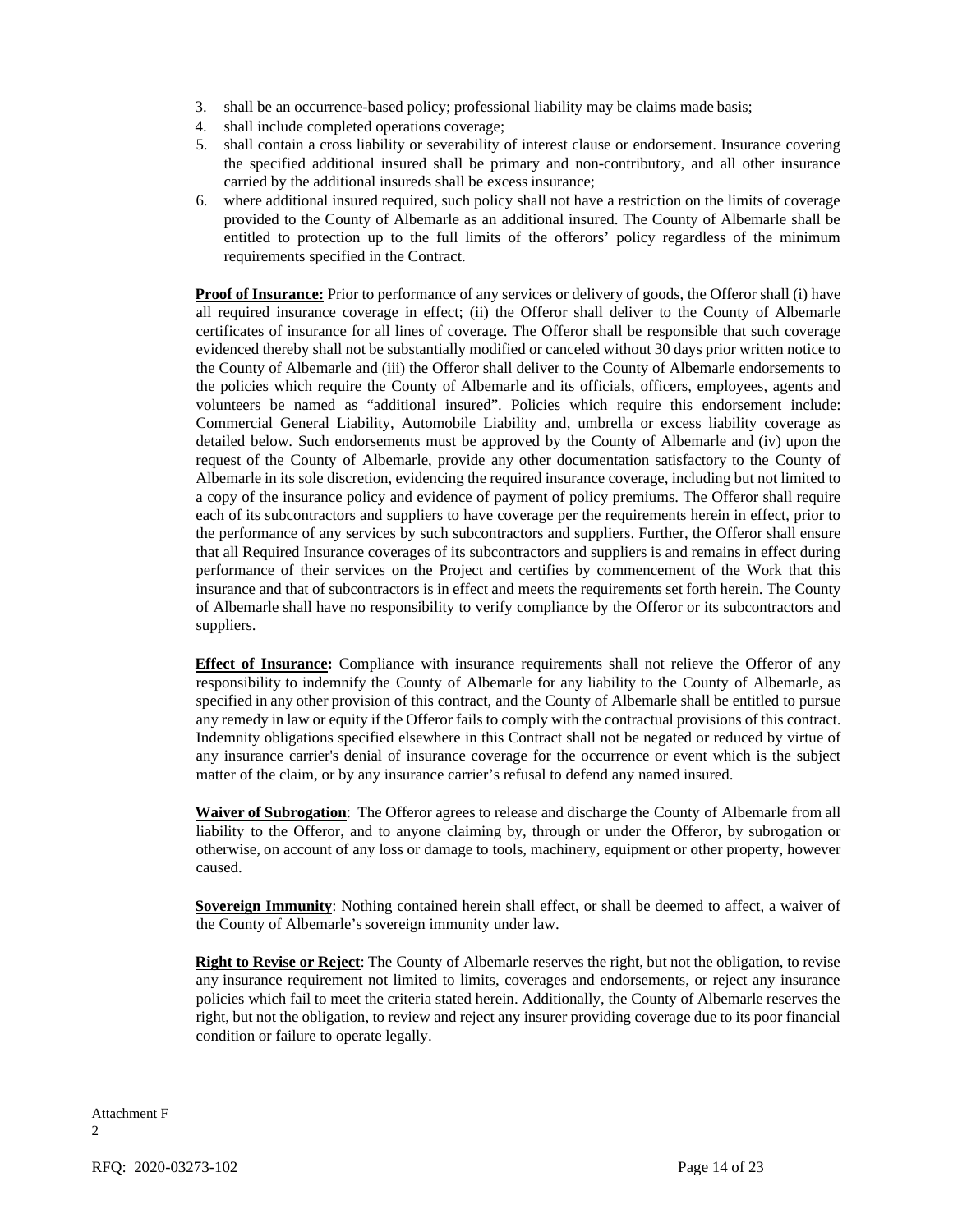3. shall be an occurrence-based policy; professional liability may be claims made basis;
4. shall include completed operations coverage;
5. shall contain a cross liability or severability of interest clause or endorsement. Insurance covering the specified additional insured shall be primary and non-contributory, and all other insurance carried by the additional insureds shall be excess insurance;
6. where additional insured required, such policy shall not have a restriction on the limits of coverage provided to the County of Albemarle as an additional insured. The County of Albemarle shall be entitled to protection up to the full limits of the offerors' policy regardless of the minimum requirements specified in the Contract.

**Proof of Insurance:** Prior to performance of any services or delivery of goods, the Offeror shall (i) have all required insurance coverage in effect; (ii) the Offeror shall deliver to the County of Albemarle certificates of insurance for all lines of coverage. The Offeror shall be responsible that such coverage evidenced thereby shall not be substantially modified or canceled without 30 days prior written notice to the County of Albemarle and (iii) the Offeror shall deliver to the County of Albemarle endorsements to the policies which require the County of Albemarle and its officials, officers, employees, agents and volunteers be named as "additional insured". Policies which require this endorsement include: Commercial General Liability, Automobile Liability and, umbrella or excess liability coverage as detailed below. Such endorsements must be approved by the County of Albemarle and (iv) upon the request of the County of Albemarle, provide any other documentation satisfactory to the County of Albemarle in its sole discretion, evidencing the required insurance coverage, including but not limited to a copy of the insurance policy and evidence of payment of policy premiums. The Offeror shall require each of its subcontractors and suppliers to have coverage per the requirements herein in effect, prior to the performance of any services by such subcontractors and suppliers. Further, the Offeror shall ensure that all Required Insurance coverages of its subcontractors and suppliers is and remains in effect during performance of their services on the Project and certifies by commencement of the Work that this insurance and that of subcontractors is in effect and meets the requirements set forth herein. The County of Albemarle shall have no responsibility to verify compliance by the Offeror or its subcontractors and suppliers.

**Effect of Insurance:** Compliance with insurance requirements shall not relieve the Offeror of any responsibility to indemnify the County of Albemarle for any liability to the County of Albemarle, as specified in any other provision of this contract, and the County of Albemarle shall be entitled to pursue any remedy in law or equity if the Offeror fails to comply with the contractual provisions of this contract. Indemnity obligations specified elsewhere in this Contract shall not be negated or reduced by virtue of any insurance carrier's denial of insurance coverage for the occurrence or event which is the subject matter of the claim, or by any insurance carrier's refusal to defend any named insured.

**Waiver of Subrogation**: The Offeror agrees to release and discharge the County of Albemarle from all liability to the Offeror, and to anyone claiming by, through or under the Offeror, by subrogation or otherwise, on account of any loss or damage to tools, machinery, equipment or other property, however caused.

**Sovereign Immunity**: Nothing contained herein shall effect, or shall be deemed to affect, a waiver of the County of Albemarle's sovereign immunity under law.

**Right to Revise or Reject**: The County of Albemarle reserves the right, but not the obligation, to revise any insurance requirement not limited to limits, coverages and endorsements, or reject any insurance policies which fail to meet the criteria stated herein. Additionally, the County of Albemarle reserves the right, but not the obligation, to review and reject any insurer providing coverage due to its poor financial condition or failure to operate legally.

Attachment F
2

RFQ: 2020-03273-102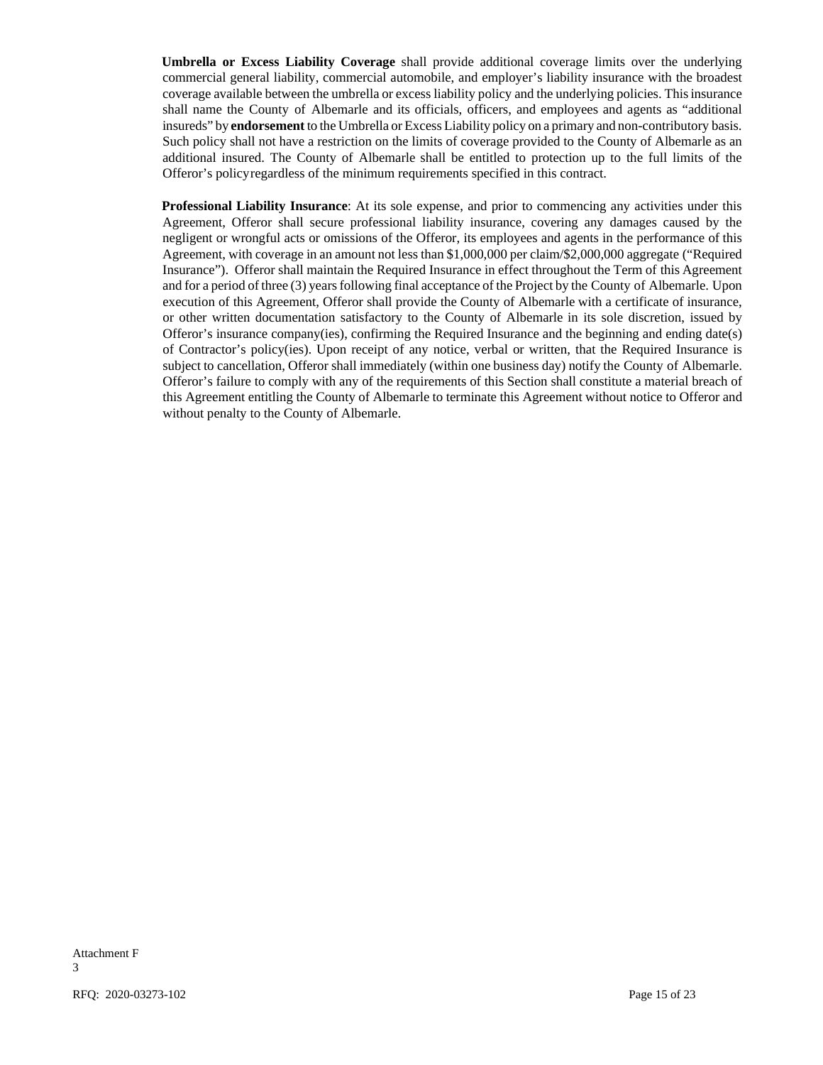**Umbrella or Excess Liability Coverage** shall provide additional coverage limits over the underlying commercial general liability, commercial automobile, and employer's liability insurance with the broadest coverage available between the umbrella or excess liability policy and the underlying policies. This insurance shall name the County of Albemarle and its officials, officers, and employees and agents as "additional insureds" by **endorsement** to the Umbrella or Excess Liability policy on a primary and non-contributory basis. Such policy shall not have a restriction on the limits of coverage provided to the County of Albemarle as an additional insured. The County of Albemarle shall be entitled to protection up to the full limits of the Offeror's policy regardless of the minimum requirements specified in this contract.

**Professional Liability Insurance**: At its sole expense, and prior to commencing any activities under this Agreement, Offeror shall secure professional liability insurance, covering any damages caused by the negligent or wrongful acts or omissions of the Offeror, its employees and agents in the performance of this Agreement, with coverage in an amount not less than $1,000,000 per claim/$2,000,000 aggregate ("Required Insurance"). Offeror shall maintain the Required Insurance in effect throughout the Term of this Agreement and for a period of three (3) years following final acceptance of the Project by the County of Albemarle. Upon execution of this Agreement, Offeror shall provide the County of Albemarle with a certificate of insurance, or other written documentation satisfactory to the County of Albemarle in its sole discretion, issued by Offeror's insurance company(ies), confirming the Required Insurance and the beginning and ending date(s) of Contractor's policy(ies). Upon receipt of any notice, verbal or written, that the Required Insurance is subject to cancellation, Offeror shall immediately (within one business day) notify the County of Albemarle. Offeror's failure to comply with any of the requirements of this Section shall constitute a material breach of this Agreement entitling the County of Albemarle to terminate this Agreement without notice to Offeror and without penalty to the County of Albemarle.

Attachment F
3

RFQ: 2020-03273-102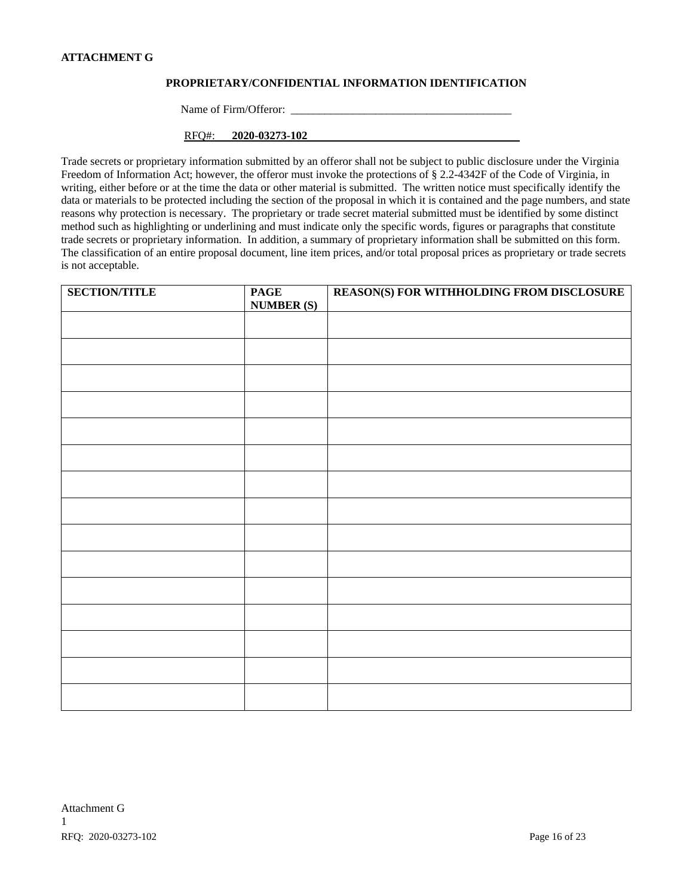**ATTACHMENT G**

## PROPRIETARY/CONFIDENTIAL INFORMATION IDENTIFICATION

Name of Firm/Offeror: ________________________________________

RFQ#: **2020-03273-102**

Trade secrets or proprietary information submitted by an offeror shall not be subject to public disclosure under the Virginia Freedom of Information Act; however, the offeror must invoke the protections of § 2.2-4342F of the Code of Virginia, in writing, either before or at the time the data or other material is submitted. The written notice must specifically identify the data or materials to be protected including the section of the proposal in which it is contained and the page numbers, and state reasons why protection is necessary. The proprietary or trade secret material submitted must be identified by some distinct method such as highlighting or underlining and must indicate only the specific words, figures or paragraphs that constitute trade secrets or proprietary information. In addition, a summary of proprietary information shall be submitted on this form. The classification of an entire proposal document, line item prices, and/or total proposal prices as proprietary or trade secrets is not acceptable.

| SECTION/TITLE | PAGE NUMBER (S) | REASON(S) FOR WITHHOLDING FROM DISCLOSURE |
|---|---|---|
| | | |
| | | |
| | | |
| | | |
| | | |
| | | |
| | | |
| | | |
| | | |
| | | |
| | | |
| | | |
| | | |
| | | |
| | | |

Attachment G
1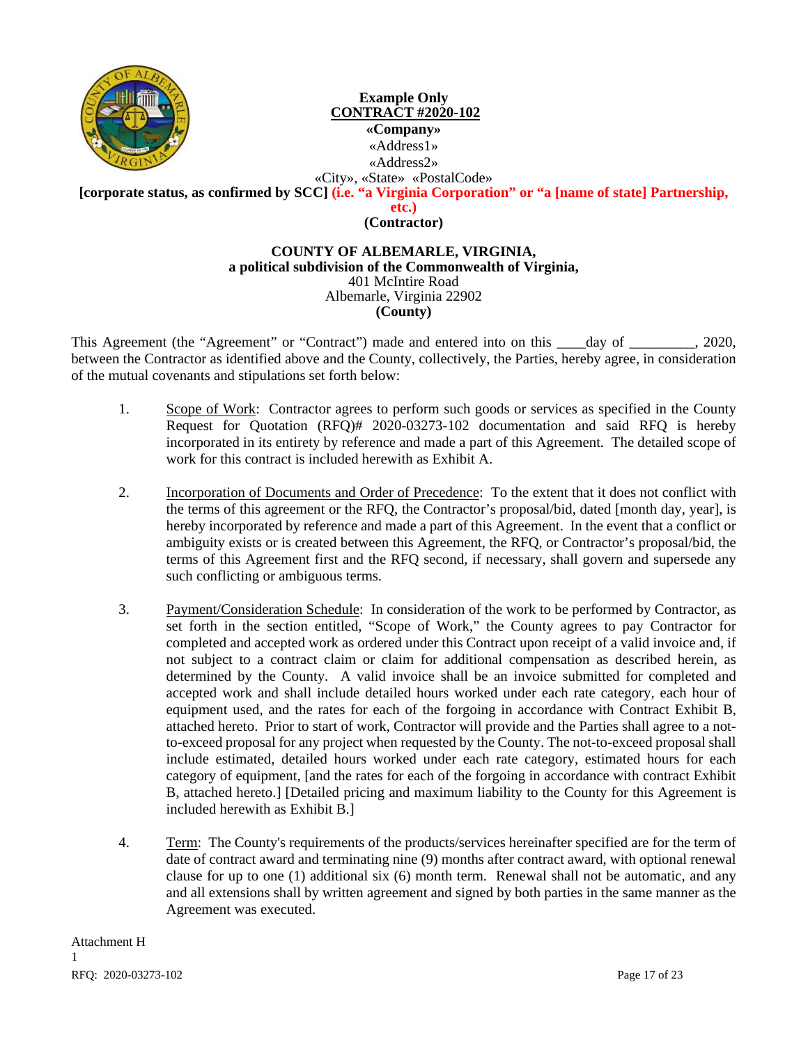**Example Only**

**CONTRACT #2020-102**

**«Company»**

«Address1»

«Address2»

«City», «State» «PostalCode»

**[corporate status, as confirmed by SCC] (i.e. "a Virginia Corporation" or "a [name of state] Partnership, etc.)**

**(Contractor)**

**COUNTY OF ALBEMARLE, VIRGINIA,**
**a political subdivision of the Commonwealth of Virginia,**
401 McIntire Road
Albemarle, Virginia 22902
**(County)**

This Agreement (the "Agreement" or "Contract") made and entered into on this ____day of _________, 2020, between the Contractor as identified above and the County, collectively, the Parties, hereby agree, in consideration of the mutual covenants and stipulations set forth below:

1. Scope of Work: Contractor agrees to perform such goods or services as specified in the County Request for Quotation (RFQ)# 2020-03273-102 documentation and said RFQ is hereby incorporated in its entirety by reference and made a part of this Agreement. The detailed scope of work for this contract is included herewith as Exhibit A.

2. Incorporation of Documents and Order of Precedence: To the extent that it does not conflict with the terms of this agreement or the RFQ, the Contractor's proposal/bid, dated [month day, year], is hereby incorporated by reference and made a part of this Agreement. In the event that a conflict or ambiguity exists or is created between this Agreement, the RFQ, or Contractor's proposal/bid, the terms of this Agreement first and the RFQ second, if necessary, shall govern and supersede any such conflicting or ambiguous terms.

3. Payment/Consideration Schedule: In consideration of the work to be performed by Contractor, as set forth in the section entitled, "Scope of Work," the County agrees to pay Contractor for completed and accepted work as ordered under this Contract upon receipt of a valid invoice and, if not subject to a contract claim or claim for additional compensation as described herein, as determined by the County. A valid invoice shall be an invoice submitted for completed and accepted work and shall include detailed hours worked under each rate category, each hour of equipment used, and the rates for each of the forgoing in accordance with Contract Exhibit B, attached hereto. Prior to start of work, Contractor will provide and the Parties shall agree to a not-to-exceed proposal for any project when requested by the County. The not-to-exceed proposal shall include estimated, detailed hours worked under each rate category, estimated hours for each category of equipment, [and the rates for each of the forgoing in accordance with contract Exhibit B, attached hereto.] [Detailed pricing and maximum liability to the County for this Agreement is included herewith as Exhibit B.]

4. Term: The County's requirements of the products/services hereinafter specified are for the term of date of contract award and terminating nine (9) months after contract award, with optional renewal clause for up to one (1) additional six (6) month term. Renewal shall not be automatic, and any and all extensions shall by written agreement and signed by both parties in the same manner as the Agreement was executed.

Attachment H
1
RFQ: 2020-03273-102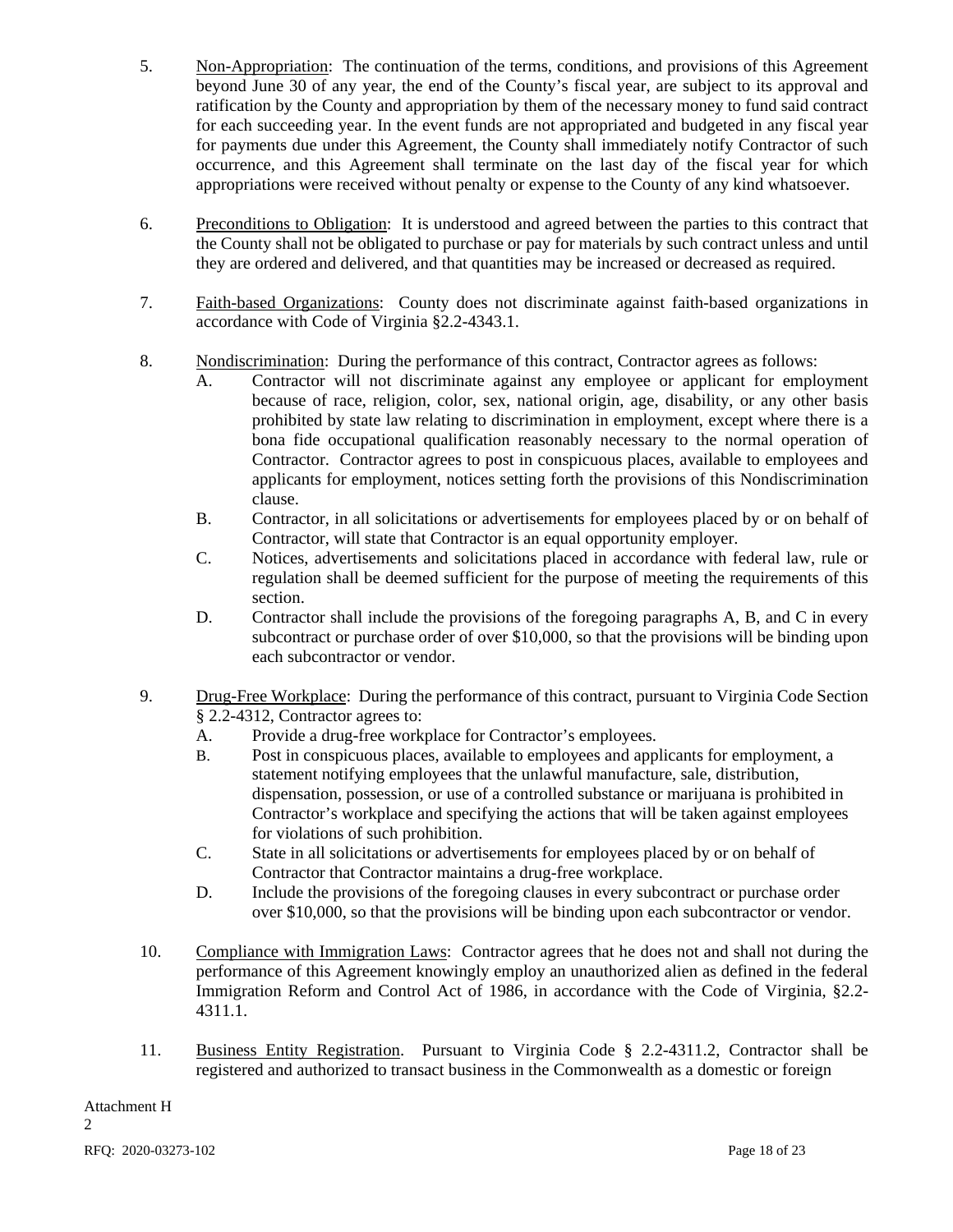5. <u>Non-Appropriation</u>: The continuation of the terms, conditions, and provisions of this Agreement beyond June 30 of any year, the end of the County's fiscal year, are subject to its approval and ratification by the County and appropriation by them of the necessary money to fund said contract for each succeeding year. In the event funds are not appropriated and budgeted in any fiscal year for payments due under this Agreement, the County shall immediately notify Contractor of such occurrence, and this Agreement shall terminate on the last day of the fiscal year for which appropriations were received without penalty or expense to the County of any kind whatsoever.

6. <u>Preconditions to Obligation</u>: It is understood and agreed between the parties to this contract that the County shall not be obligated to purchase or pay for materials by such contract unless and until they are ordered and delivered, and that quantities may be increased or decreased as required.

7. <u>Faith-based Organizations</u>: County does not discriminate against faith-based organizations in accordance with Code of Virginia §2.2-4343.1.

8. <u>Nondiscrimination</u>: During the performance of this contract, Contractor agrees as follows:
   A. Contractor will not discriminate against any employee or applicant for employment because of race, religion, color, sex, national origin, age, disability, or any other basis prohibited by state law relating to discrimination in employment, except where there is a bona fide occupational qualification reasonably necessary to the normal operation of Contractor. Contractor agrees to post in conspicuous places, available to employees and applicants for employment, notices setting forth the provisions of this Nondiscrimination clause.
   B. Contractor, in all solicitations or advertisements for employees placed by or on behalf of Contractor, will state that Contractor is an equal opportunity employer.
   C. Notices, advertisements and solicitations placed in accordance with federal law, rule or regulation shall be deemed sufficient for the purpose of meeting the requirements of this section.
   D. Contractor shall include the provisions of the foregoing paragraphs A, B, and C in every subcontract or purchase order of over $10,000, so that the provisions will be binding upon each subcontractor or vendor.

9. <u>Drug-Free Workplace</u>: During the performance of this contract, pursuant to Virginia Code Section § 2.2-4312, Contractor agrees to:
   A. Provide a drug-free workplace for Contractor's employees.
   B. Post in conspicuous places, available to employees and applicants for employment, a statement notifying employees that the unlawful manufacture, sale, distribution, dispensation, possession, or use of a controlled substance or marijuana is prohibited in Contractor's workplace and specifying the actions that will be taken against employees for violations of such prohibition.
   C. State in all solicitations or advertisements for employees placed by or on behalf of Contractor that Contractor maintains a drug-free workplace.
   D. Include the provisions of the foregoing clauses in every subcontract or purchase order over $10,000, so that the provisions will be binding upon each subcontractor or vendor.

10. <u>Compliance with Immigration Laws</u>: Contractor agrees that he does not and shall not during the performance of this Agreement knowingly employ an unauthorized alien as defined in the federal Immigration Reform and Control Act of 1986, in accordance with the Code of Virginia, §2.2-4311.1.

11. <u>Business Entity Registration</u>. Pursuant to Virginia Code § 2.2-4311.2, Contractor shall be registered and authorized to transact business in the Commonwealth as a domestic or foreign

Attachment H
2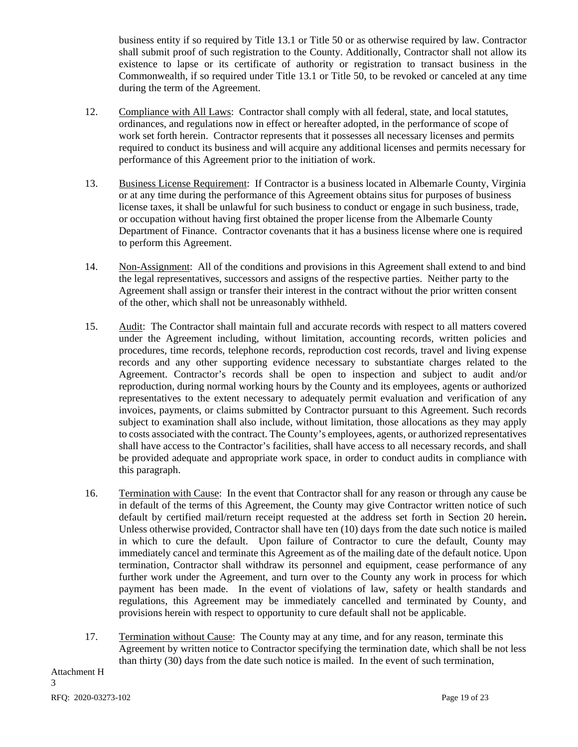business entity if so required by Title 13.1 or Title 50 or as otherwise required by law. Contractor shall submit proof of such registration to the County. Additionally, Contractor shall not allow its existence to lapse or its certificate of authority or registration to transact business in the Commonwealth, if so required under Title 13.1 or Title 50, to be revoked or canceled at any time during the term of the Agreement.

12. Compliance with All Laws: Contractor shall comply with all federal, state, and local statutes, ordinances, and regulations now in effect or hereafter adopted, in the performance of scope of work set forth herein. Contractor represents that it possesses all necessary licenses and permits required to conduct its business and will acquire any additional licenses and permits necessary for performance of this Agreement prior to the initiation of work.

13. Business License Requirement: If Contractor is a business located in Albemarle County, Virginia or at any time during the performance of this Agreement obtains situs for purposes of business license taxes, it shall be unlawful for such business to conduct or engage in such business, trade, or occupation without having first obtained the proper license from the Albemarle County Department of Finance. Contractor covenants that it has a business license where one is required to perform this Agreement.

14. Non-Assignment: All of the conditions and provisions in this Agreement shall extend to and bind the legal representatives, successors and assigns of the respective parties. Neither party to the Agreement shall assign or transfer their interest in the contract without the prior written consent of the other, which shall not be unreasonably withheld.

15. Audit: The Contractor shall maintain full and accurate records with respect to all matters covered under the Agreement including, without limitation, accounting records, written policies and procedures, time records, telephone records, reproduction cost records, travel and living expense records and any other supporting evidence necessary to substantiate charges related to the Agreement. Contractor's records shall be open to inspection and subject to audit and/or reproduction, during normal working hours by the County and its employees, agents or authorized representatives to the extent necessary to adequately permit evaluation and verification of any invoices, payments, or claims submitted by Contractor pursuant to this Agreement. Such records subject to examination shall also include, without limitation, those allocations as they may apply to costs associated with the contract. The County's employees, agents, or authorized representatives shall have access to the Contractor's facilities, shall have access to all necessary records, and shall be provided adequate and appropriate work space, in order to conduct audits in compliance with this paragraph.

16. Termination with Cause: In the event that Contractor shall for any reason or through any cause be in default of the terms of this Agreement, the County may give Contractor written notice of such default by certified mail/return receipt requested at the address set forth in Section 20 herein**.** Unless otherwise provided, Contractor shall have ten (10) days from the date such notice is mailed in which to cure the default. Upon failure of Contractor to cure the default, County may immediately cancel and terminate this Agreement as of the mailing date of the default notice. Upon termination, Contractor shall withdraw its personnel and equipment, cease performance of any further work under the Agreement, and turn over to the County any work in process for which payment has been made. In the event of violations of law, safety or health standards and regulations, this Agreement may be immediately cancelled and terminated by County, and provisions herein with respect to opportunity to cure default shall not be applicable.

17. Termination without Cause: The County may at any time, and for any reason, terminate this Agreement by written notice to Contractor specifying the termination date, which shall be not less than thirty (30) days from the date such notice is mailed. In the event of such termination,

Attachment H
3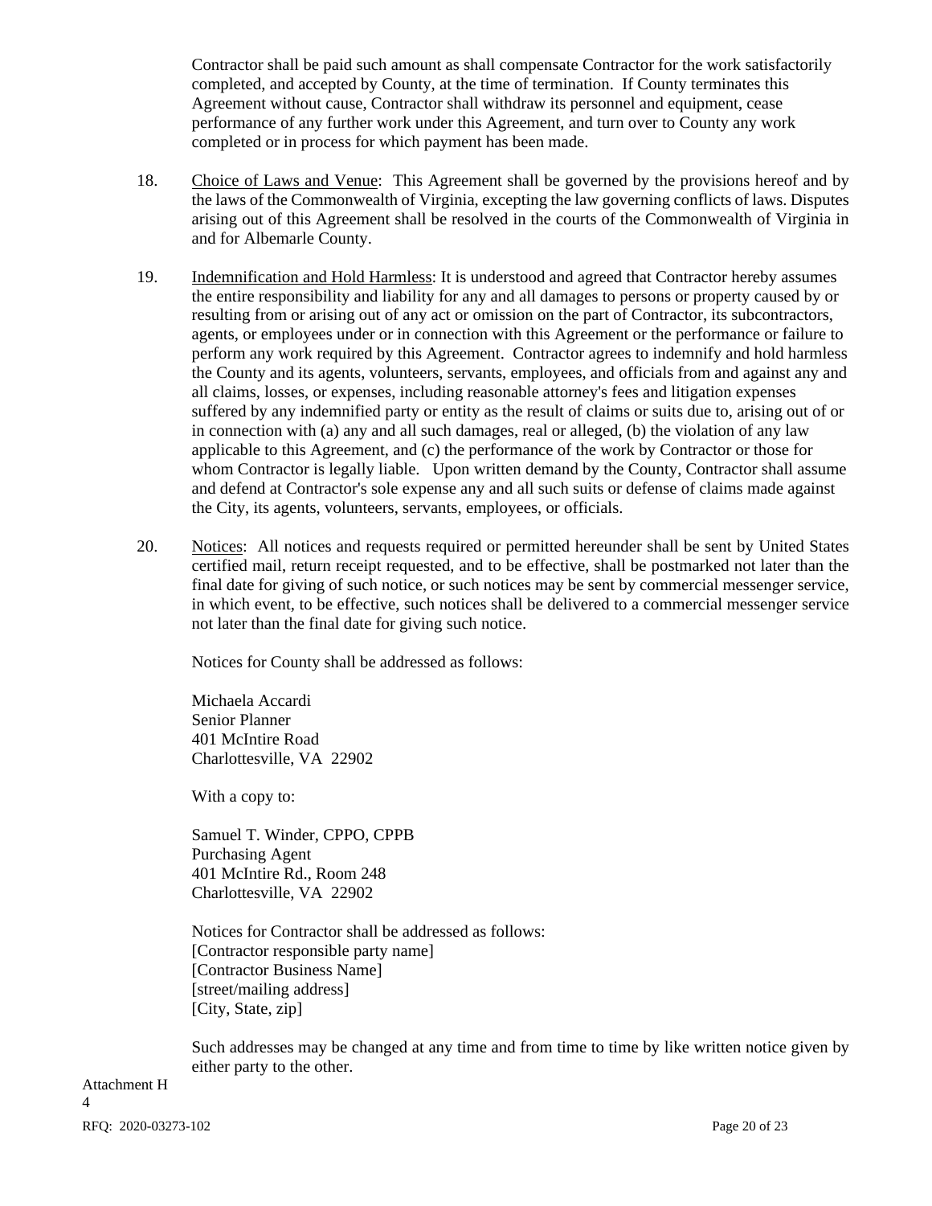Contractor shall be paid such amount as shall compensate Contractor for the work satisfactorily completed, and accepted by County, at the time of termination. If County terminates this Agreement without cause, Contractor shall withdraw its personnel and equipment, cease performance of any further work under this Agreement, and turn over to County any work completed or in process for which payment has been made.

18. Choice of Laws and Venue: This Agreement shall be governed by the provisions hereof and by the laws of the Commonwealth of Virginia, excepting the law governing conflicts of laws. Disputes arising out of this Agreement shall be resolved in the courts of the Commonwealth of Virginia in and for Albemarle County.

19. Indemnification and Hold Harmless: It is understood and agreed that Contractor hereby assumes the entire responsibility and liability for any and all damages to persons or property caused by or resulting from or arising out of any act or omission on the part of Contractor, its subcontractors, agents, or employees under or in connection with this Agreement or the performance or failure to perform any work required by this Agreement. Contractor agrees to indemnify and hold harmless the County and its agents, volunteers, servants, employees, and officials from and against any and all claims, losses, or expenses, including reasonable attorney's fees and litigation expenses suffered by any indemnified party or entity as the result of claims or suits due to, arising out of or in connection with (a) any and all such damages, real or alleged, (b) the violation of any law applicable to this Agreement, and (c) the performance of the work by Contractor or those for whom Contractor is legally liable. Upon written demand by the County, Contractor shall assume and defend at Contractor's sole expense any and all such suits or defense of claims made against the City, its agents, volunteers, servants, employees, or officials.

20. Notices: All notices and requests required or permitted hereunder shall be sent by United States certified mail, return receipt requested, and to be effective, shall be postmarked not later than the final date for giving of such notice, or such notices may be sent by commercial messenger service, in which event, to be effective, such notices shall be delivered to a commercial messenger service not later than the final date for giving such notice.

Notices for County shall be addressed as follows:

Michaela Accardi
Senior Planner
401 McIntire Road
Charlottesville, VA 22902

With a copy to:

Samuel T. Winder, CPPO, CPPB
Purchasing Agent
401 McIntire Rd., Room 248
Charlottesville, VA 22902

Notices for Contractor shall be addressed as follows:
[Contractor responsible party name]
[Contractor Business Name]
[street/mailing address]
[City, State, zip]

Such addresses may be changed at any time and from time to time by like written notice given by either party to the other.

Attachment H
4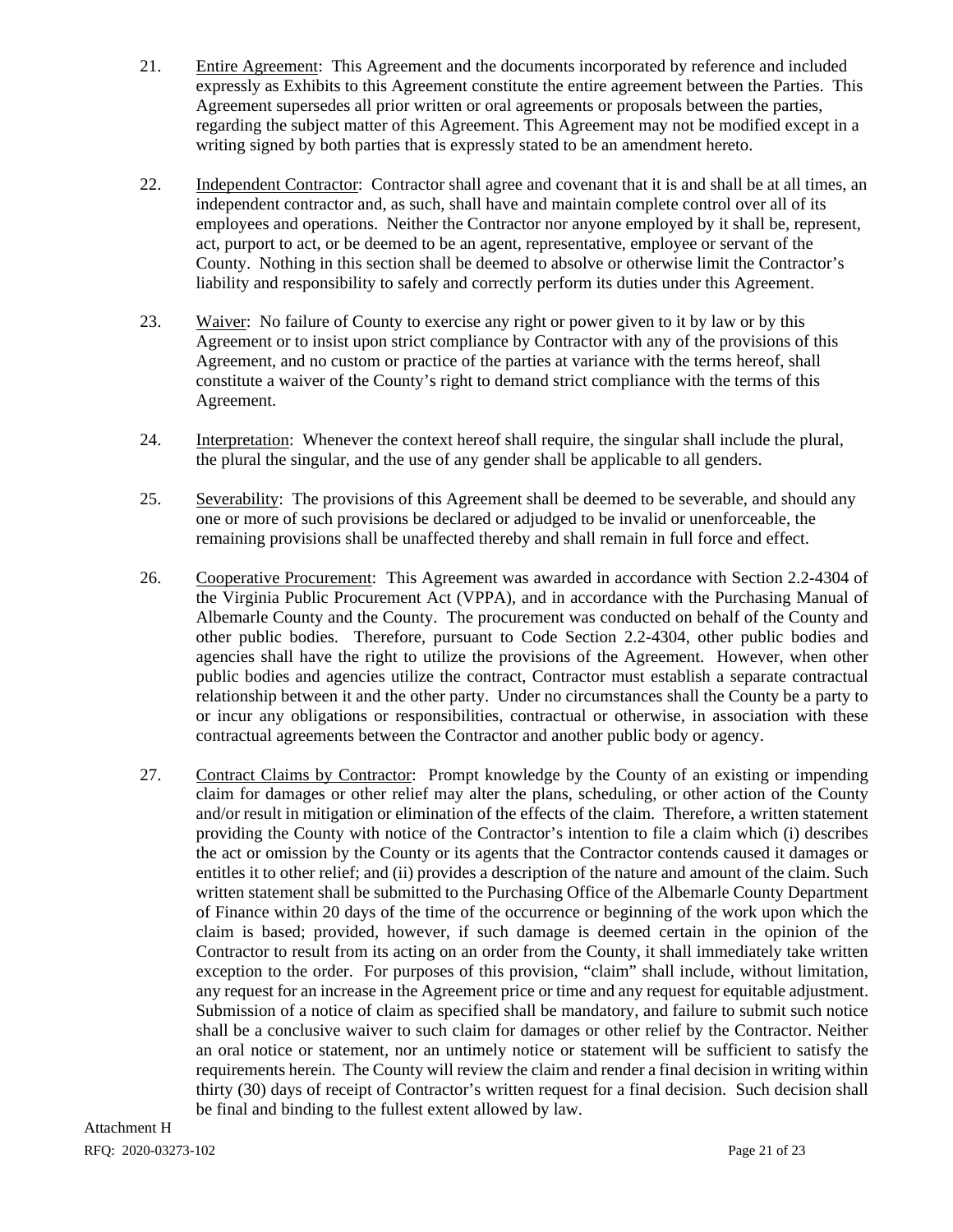21. Entire Agreement: This Agreement and the documents incorporated by reference and included expressly as Exhibits to this Agreement constitute the entire agreement between the Parties. This Agreement supersedes all prior written or oral agreements or proposals between the parties, regarding the subject matter of this Agreement. This Agreement may not be modified except in a writing signed by both parties that is expressly stated to be an amendment hereto.

22. Independent Contractor: Contractor shall agree and covenant that it is and shall be at all times, an independent contractor and, as such, shall have and maintain complete control over all of its employees and operations. Neither the Contractor nor anyone employed by it shall be, represent, act, purport to act, or be deemed to be an agent, representative, employee or servant of the County. Nothing in this section shall be deemed to absolve or otherwise limit the Contractor's liability and responsibility to safely and correctly perform its duties under this Agreement.

23. Waiver: No failure of County to exercise any right or power given to it by law or by this Agreement or to insist upon strict compliance by Contractor with any of the provisions of this Agreement, and no custom or practice of the parties at variance with the terms hereof, shall constitute a waiver of the County's right to demand strict compliance with the terms of this Agreement.

24. Interpretation: Whenever the context hereof shall require, the singular shall include the plural, the plural the singular, and the use of any gender shall be applicable to all genders.

25. Severability: The provisions of this Agreement shall be deemed to be severable, and should any one or more of such provisions be declared or adjudged to be invalid or unenforceable, the remaining provisions shall be unaffected thereby and shall remain in full force and effect.

26. Cooperative Procurement: This Agreement was awarded in accordance with Section 2.2-4304 of the Virginia Public Procurement Act (VPPA), and in accordance with the Purchasing Manual of Albemarle County and the County. The procurement was conducted on behalf of the County and other public bodies. Therefore, pursuant to Code Section 2.2-4304, other public bodies and agencies shall have the right to utilize the provisions of the Agreement. However, when other public bodies and agencies utilize the contract, Contractor must establish a separate contractual relationship between it and the other party. Under no circumstances shall the County be a party to or incur any obligations or responsibilities, contractual or otherwise, in association with these contractual agreements between the Contractor and another public body or agency.

27. Contract Claims by Contractor: Prompt knowledge by the County of an existing or impending claim for damages or other relief may alter the plans, scheduling, or other action of the County and/or result in mitigation or elimination of the effects of the claim. Therefore, a written statement providing the County with notice of the Contractor's intention to file a claim which (i) describes the act or omission by the County or its agents that the Contractor contends caused it damages or entitles it to other relief; and (ii) provides a description of the nature and amount of the claim. Such written statement shall be submitted to the Purchasing Office of the Albemarle County Department of Finance within 20 days of the time of the occurrence or beginning of the work upon which the claim is based; provided, however, if such damage is deemed certain in the opinion of the Contractor to result from its acting on an order from the County, it shall immediately take written exception to the order. For purposes of this provision, "claim" shall include, without limitation, any request for an increase in the Agreement price or time and any request for equitable adjustment. Submission of a notice of claim as specified shall be mandatory, and failure to submit such notice shall be a conclusive waiver to such claim for damages or other relief by the Contractor. Neither an oral notice or statement, nor an untimely notice or statement will be sufficient to satisfy the requirements herein. The County will review the claim and render a final decision in writing within thirty (30) days of receipt of Contractor's written request for a final decision. Such decision shall be final and binding to the fullest extent allowed by law.

Attachment H

RFQ: 2020-03273-102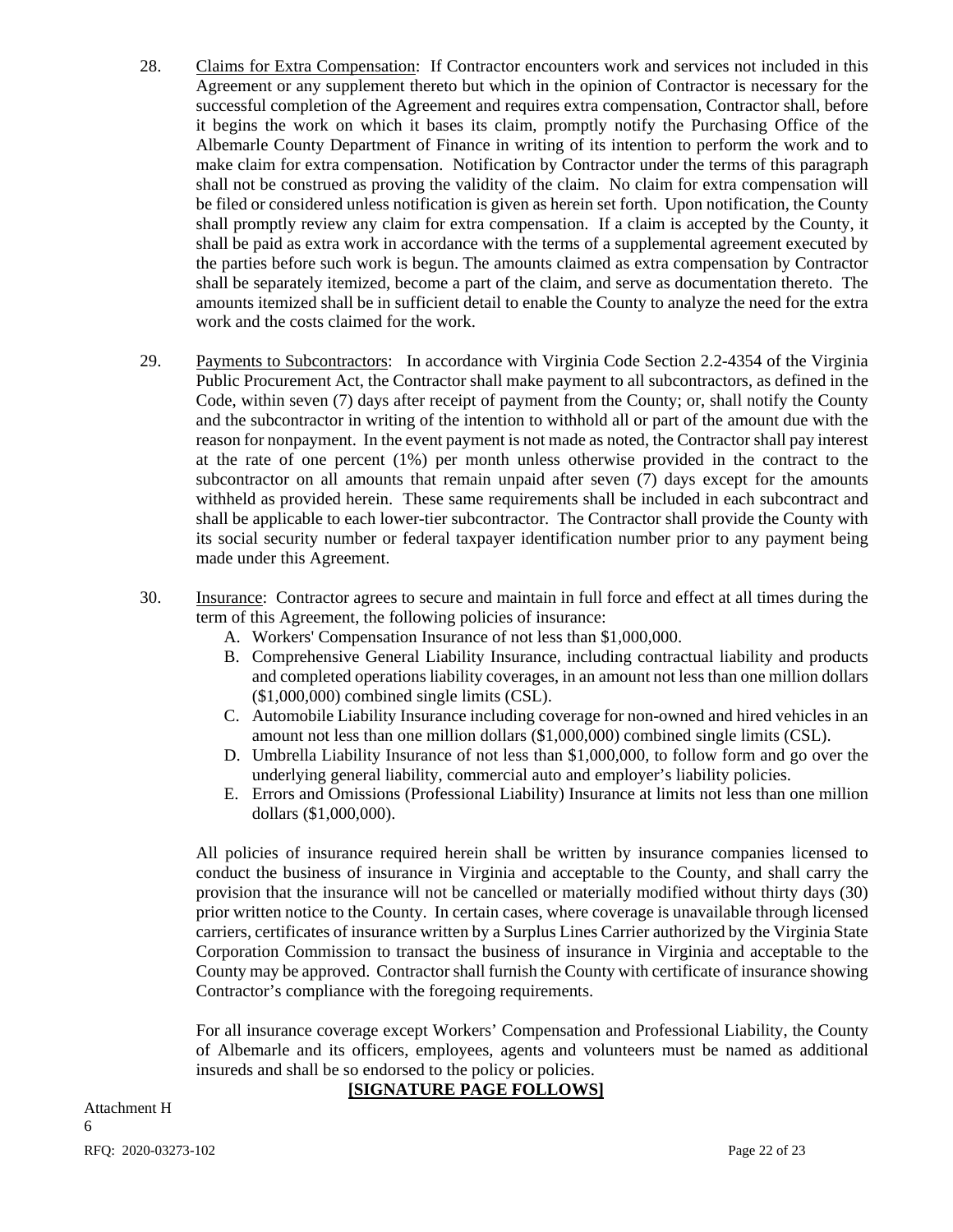28. <u>Claims for Extra Compensation</u>: If Contractor encounters work and services not included in this Agreement or any supplement thereto but which in the opinion of Contractor is necessary for the successful completion of the Agreement and requires extra compensation, Contractor shall, before it begins the work on which it bases its claim, promptly notify the Purchasing Office of the Albemarle County Department of Finance in writing of its intention to perform the work and to make claim for extra compensation. Notification by Contractor under the terms of this paragraph shall not be construed as proving the validity of the claim. No claim for extra compensation will be filed or considered unless notification is given as herein set forth. Upon notification, the County shall promptly review any claim for extra compensation. If a claim is accepted by the County, it shall be paid as extra work in accordance with the terms of a supplemental agreement executed by the parties before such work is begun. The amounts claimed as extra compensation by Contractor shall be separately itemized, become a part of the claim, and serve as documentation thereto. The amounts itemized shall be in sufficient detail to enable the County to analyze the need for the extra work and the costs claimed for the work.

29. <u>Payments to Subcontractors</u>: In accordance with Virginia Code Section 2.2-4354 of the Virginia Public Procurement Act, the Contractor shall make payment to all subcontractors, as defined in the Code, within seven (7) days after receipt of payment from the County; or, shall notify the County and the subcontractor in writing of the intention to withhold all or part of the amount due with the reason for nonpayment. In the event payment is not made as noted, the Contractor shall pay interest at the rate of one percent (1%) per month unless otherwise provided in the contract to the subcontractor on all amounts that remain unpaid after seven (7) days except for the amounts withheld as provided herein. These same requirements shall be included in each subcontract and shall be applicable to each lower-tier subcontractor. The Contractor shall provide the County with its social security number or federal taxpayer identification number prior to any payment being made under this Agreement.

30. <u>Insurance</u>: Contractor agrees to secure and maintain in full force and effect at all times during the term of this Agreement, the following policies of insurance:

    A. Workers' Compensation Insurance of not less than $1,000,000.
    B. Comprehensive General Liability Insurance, including contractual liability and products and completed operations liability coverages, in an amount not less than one million dollars ($1,000,000) combined single limits (CSL).
    C. Automobile Liability Insurance including coverage for non-owned and hired vehicles in an amount not less than one million dollars ($1,000,000) combined single limits (CSL).
    D. Umbrella Liability Insurance of not less than $1,000,000, to follow form and go over the underlying general liability, commercial auto and employer's liability policies.
    E. Errors and Omissions (Professional Liability) Insurance at limits not less than one million dollars ($1,000,000).

    All policies of insurance required herein shall be written by insurance companies licensed to conduct the business of insurance in Virginia and acceptable to the County, and shall carry the provision that the insurance will not be cancelled or materially modified without thirty days (30) prior written notice to the County. In certain cases, where coverage is unavailable through licensed carriers, certificates of insurance written by a Surplus Lines Carrier authorized by the Virginia State Corporation Commission to transact the business of insurance in Virginia and acceptable to the County may be approved. Contractor shall furnish the County with certificate of insurance showing Contractor's compliance with the foregoing requirements.

    For all insurance coverage except Workers' Compensation and Professional Liability, the County of Albemarle and its officers, employees, agents and volunteers must be named as additional insureds and shall be so endorsed to the policy or policies.

**[SIGNATURE PAGE FOLLOWS]**

Attachment H
6

RFQ: 2020-03273-102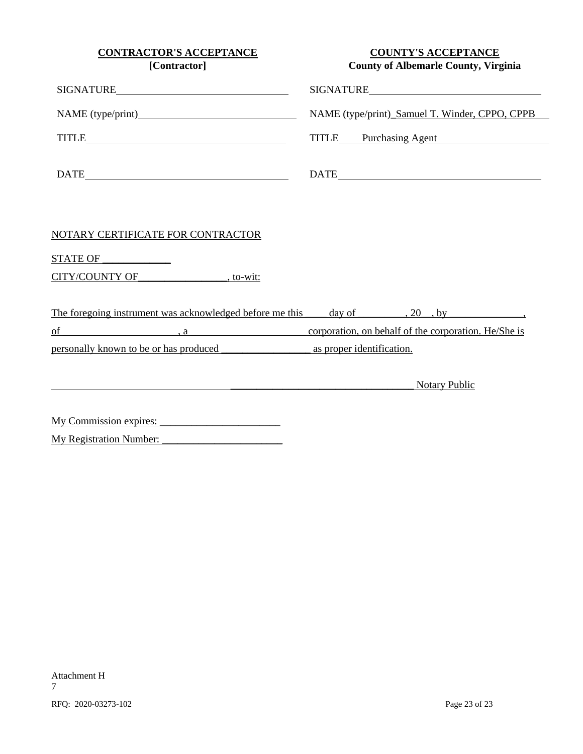| **CONTRACTOR'S ACCEPTANCE**<br>**[Contractor]** | **COUNTY'S ACCEPTANCE**<br>**County of Albemarle County, Virginia** |
|---|---|
| SIGNATURE________________________________ | SIGNATURE________________________________ |
| NAME (type/print)_____________________________ | NAME (type/print) Samuel T. Winder, CPPO, CPPB |
| TITLE_____________________________________ | TITLE Purchasing Agent |
| DATE_____________________________________ | DATE_____________________________________ |

NOTARY CERTIFICATE FOR CONTRACTOR

STATE OF _____________

CITY/COUNTY OF_________________, to-wit:

The foregoing instrument was acknowledged before me this ____ day of _________, 20__, by ______________, of ______________________, a ______________________ corporation, on behalf of the corporation. He/She is personally known to be or has produced _________________ as proper identification.

___________________________________ Notary Public

My Commission expires: _______________________

My Registration Number: _______________________

Attachment H
7

RFQ: 2020-03273-102